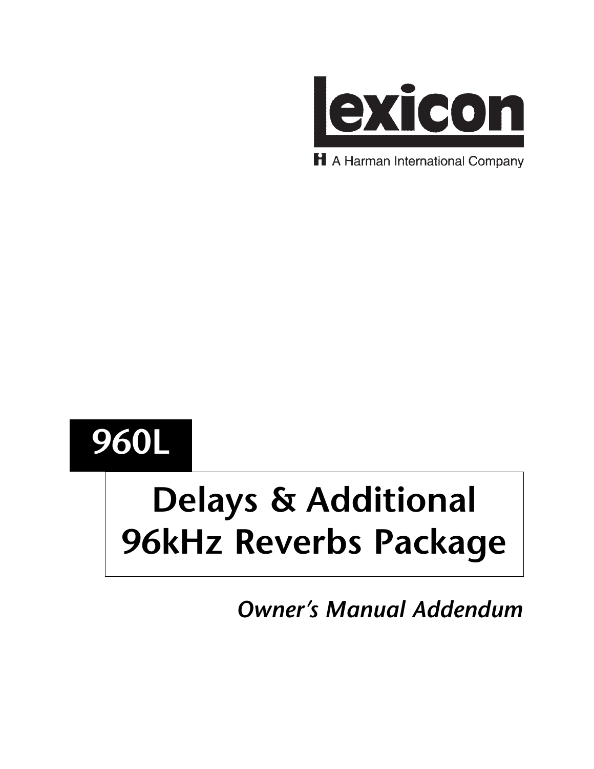Lexicon

A Harman International Company

# 960L

# Delays & Additional 96kHz Reverbs Package

*Owner's Manual Addendum*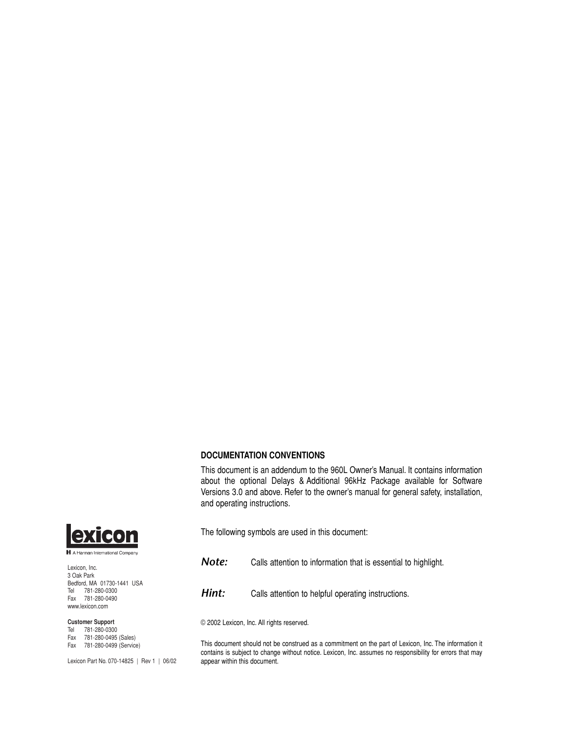## DOCUMENTATION CONVENTIONS

This document is an addendum to the 960L Owner's Manual. It contains information about the optional Delays & Additional 96kHz Package available for Software Versions 3.0 and above. Refer to the owner's manual for general safety, installation, and operating instructions.

The following symbols are used in this document:

***Note:*** Calls attention to information that is essential to highlight.

***Hint:*** Calls attention to helpful operating instructions.

© 2002 Lexicon, Inc. All rights reserved.

This document should not be construed as a commitment on the part of Lexicon, Inc. The information it contains is subject to change without notice. Lexicon, Inc. assumes no responsibility for errors that may appear within this document.

**lexicon**
A Harman International Company

Lexicon, Inc.
3 Oak Park
Bedford, MA 01730-1441 USA
Tel 781-280-0300
Fax 781-280-0490
www.lexicon.com

**Customer Support**
Tel 781-280-0300
Fax 781-280-0495 (Sales)
Fax 781-280-0499 (Service)

Lexicon Part No. 070-14825 | Rev 1 | 06/02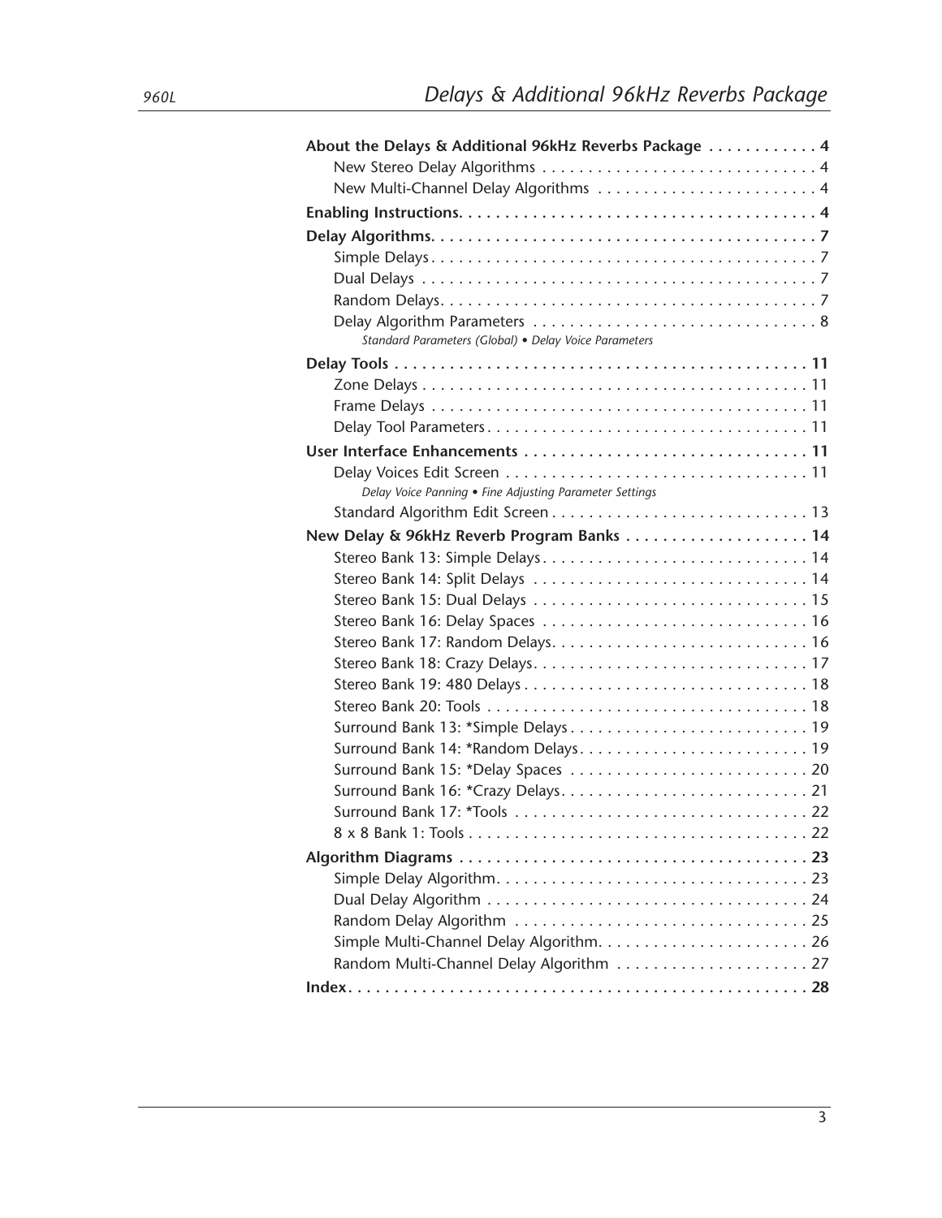**About the Delays & Additional 96kHz Reverbs Package** . . . . . . . . . . . . 4
- New Stereo Delay Algorithms . . . . . . . . . . . . . . . . . . . . . . . . . . . . . . 4
- New Multi-Channel Delay Algorithms . . . . . . . . . . . . . . . . . . . . . . . . 4

**Enabling Instructions** . . . . . . . . . . . . . . . . . . . . . . . . . . . . . . . . . . . . . . 4

**Delay Algorithms** . . . . . . . . . . . . . . . . . . . . . . . . . . . . . . . . . . . . . . . . . 7
- Simple Delays . . . . . . . . . . . . . . . . . . . . . . . . . . . . . . . . . . . . . . . . . . 7
- Dual Delays . . . . . . . . . . . . . . . . . . . . . . . . . . . . . . . . . . . . . . . . . . . 7
- Random Delays . . . . . . . . . . . . . . . . . . . . . . . . . . . . . . . . . . . . . . . . . 7
- Delay Algorithm Parameters . . . . . . . . . . . . . . . . . . . . . . . . . . . . . . . 8
  - *Standard Parameters (Global) • Delay Voice Parameters*

**Delay Tools** . . . . . . . . . . . . . . . . . . . . . . . . . . . . . . . . . . . . . . . . . . . . . 11
- Zone Delays . . . . . . . . . . . . . . . . . . . . . . . . . . . . . . . . . . . . . . . . . . 11
- Frame Delays . . . . . . . . . . . . . . . . . . . . . . . . . . . . . . . . . . . . . . . . . 11
- Delay Tool Parameters . . . . . . . . . . . . . . . . . . . . . . . . . . . . . . . . . . 11

**User Interface Enhancements** . . . . . . . . . . . . . . . . . . . . . . . . . . . . . . 11
- Delay Voices Edit Screen . . . . . . . . . . . . . . . . . . . . . . . . . . . . . . . . 11
  - *Delay Voice Panning • Fine Adjusting Parameter Settings*
- Standard Algorithm Edit Screen . . . . . . . . . . . . . . . . . . . . . . . . . . . 13

**New Delay & 96kHz Reverb Program Banks** . . . . . . . . . . . . . . . . . . . 14
- Stereo Bank 13: Simple Delays . . . . . . . . . . . . . . . . . . . . . . . . . . . . 14
- Stereo Bank 14: Split Delays . . . . . . . . . . . . . . . . . . . . . . . . . . . . . 14
- Stereo Bank 15: Dual Delays . . . . . . . . . . . . . . . . . . . . . . . . . . . . . 15
- Stereo Bank 16: Delay Spaces . . . . . . . . . . . . . . . . . . . . . . . . . . . . 16
- Stereo Bank 17: Random Delays . . . . . . . . . . . . . . . . . . . . . . . . . . . 16
- Stereo Bank 18: Crazy Delays . . . . . . . . . . . . . . . . . . . . . . . . . . . . . 17
- Stereo Bank 19: 480 Delays . . . . . . . . . . . . . . . . . . . . . . . . . . . . . . 18
- Stereo Bank 20: Tools . . . . . . . . . . . . . . . . . . . . . . . . . . . . . . . . . . 18
- Surround Bank 13: *Simple Delays . . . . . . . . . . . . . . . . . . . . . . . . . 19
- Surround Bank 14: *Random Delays . . . . . . . . . . . . . . . . . . . . . . . . 19
- Surround Bank 15: *Delay Spaces . . . . . . . . . . . . . . . . . . . . . . . . . 20
- Surround Bank 16: *Crazy Delays . . . . . . . . . . . . . . . . . . . . . . . . . . 21
- Surround Bank 17: *Tools . . . . . . . . . . . . . . . . . . . . . . . . . . . . . . . 22
- 8 x 8 Bank 1: Tools . . . . . . . . . . . . . . . . . . . . . . . . . . . . . . . . . . . . 22

**Algorithm Diagrams** . . . . . . . . . . . . . . . . . . . . . . . . . . . . . . . . . . . . . 23
- Simple Delay Algorithm . . . . . . . . . . . . . . . . . . . . . . . . . . . . . . . . . 23
- Dual Delay Algorithm . . . . . . . . . . . . . . . . . . . . . . . . . . . . . . . . . . 24
- Random Delay Algorithm . . . . . . . . . . . . . . . . . . . . . . . . . . . . . . . 25
- Simple Multi-Channel Delay Algorithm . . . . . . . . . . . . . . . . . . . . . . 26
- Random Multi-Channel Delay Algorithm . . . . . . . . . . . . . . . . . . . . 27

**Index** . . . . . . . . . . . . . . . . . . . . . . . . . . . . . . . . . . . . . . . . . . . . . . . . . 28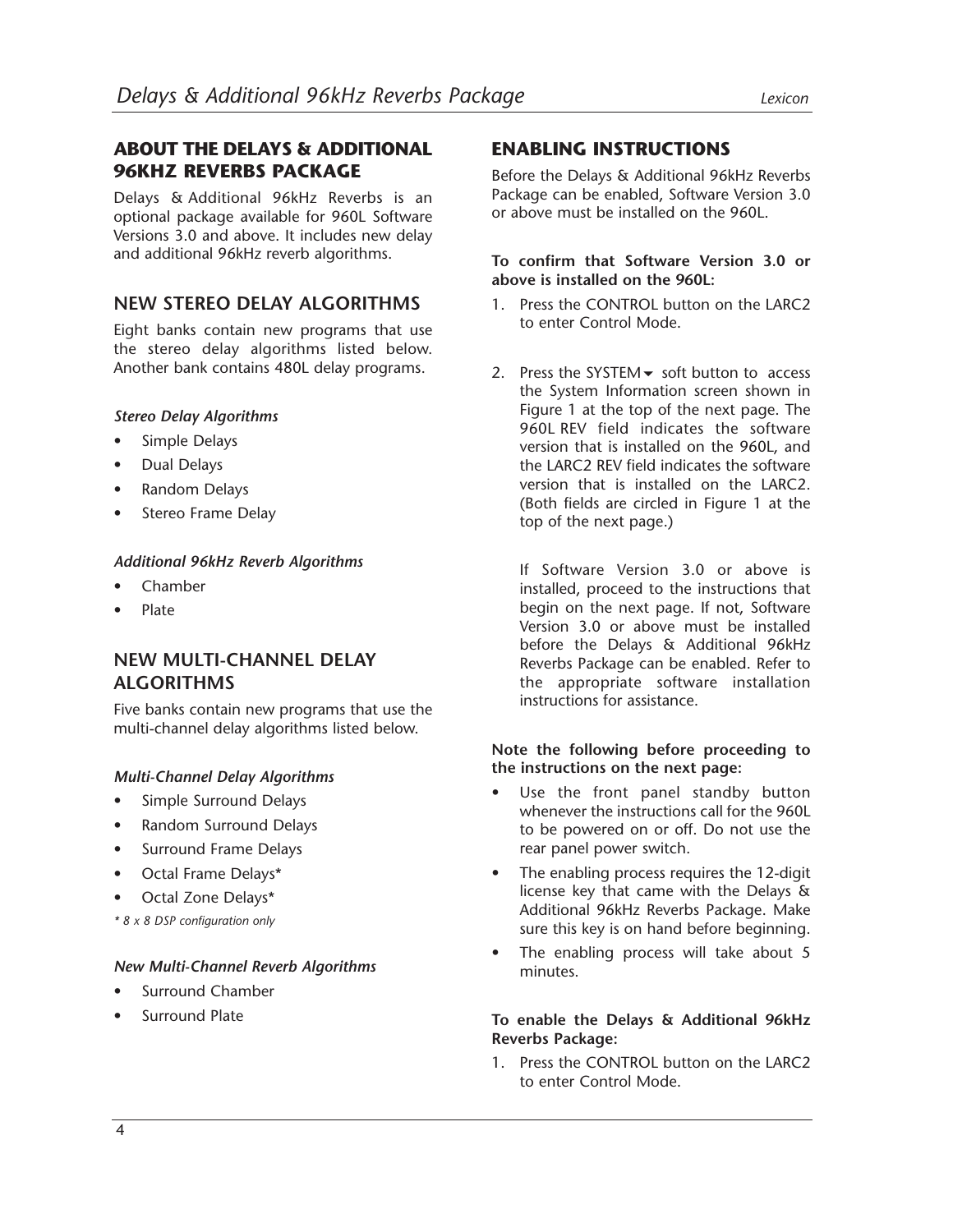## ABOUT THE DELAYS & ADDITIONAL 96KHZ REVERBS PACKAGE

Delays & Additional 96kHz Reverbs is an optional package available for 960L Software Versions 3.0 and above. It includes new delay and additional 96kHz reverb algorithms.

### NEW STEREO DELAY ALGORITHMS

Eight banks contain new programs that use the stereo delay algorithms listed below. Another bank contains 480L delay programs.

#### *Stereo Delay Algorithms*

- Simple Delays
- Dual Delays
- Random Delays
- Stereo Frame Delay

#### *Additional 96kHz Reverb Algorithms*

- Chamber
- Plate

### NEW MULTI-CHANNEL DELAY ALGORITHMS

Five banks contain new programs that use the multi-channel delay algorithms listed below.

#### *Multi-Channel Delay Algorithms*

- Simple Surround Delays
- Random Surround Delays
- Surround Frame Delays
- Octal Frame Delays*
- Octal Zone Delays*

*\* 8 x 8 DSP configuration only*

#### *New Multi-Channel Reverb Algorithms*

- Surround Chamber
- Surround Plate

## ENABLING INSTRUCTIONS

Before the Delays & Additional 96kHz Reverbs Package can be enabled, Software Version 3.0 or above must be installed on the 960L.

**To confirm that Software Version 3.0 or above is installed on the 960L:**

1. Press the CONTROL button on the LARC2 to enter Control Mode.

2. Press the SYSTEM▾ soft button to access the System Information screen shown in Figure 1 at the top of the next page. The 960L REV field indicates the software version that is installed on the 960L, and the LARC2 REV field indicates the software version that is installed on the LARC2. (Both fields are circled in Figure 1 at the top of the next page.)

   If Software Version 3.0 or above is installed, proceed to the instructions that begin on the next page. If not, Software Version 3.0 or above must be installed before the Delays & Additional 96kHz Reverbs Package can be enabled. Refer to the appropriate software installation instructions for assistance.

**Note the following before proceeding to the instructions on the next page:**

- Use the front panel standby button whenever the instructions call for the 960L to be powered on or off. Do not use the rear panel power switch.
- The enabling process requires the 12-digit license key that came with the Delays & Additional 96kHz Reverbs Package. Make sure this key is on hand before beginning.
- The enabling process will take about 5 minutes.

**To enable the Delays & Additional 96kHz Reverbs Package:**

1. Press the CONTROL button on the LARC2 to enter Control Mode.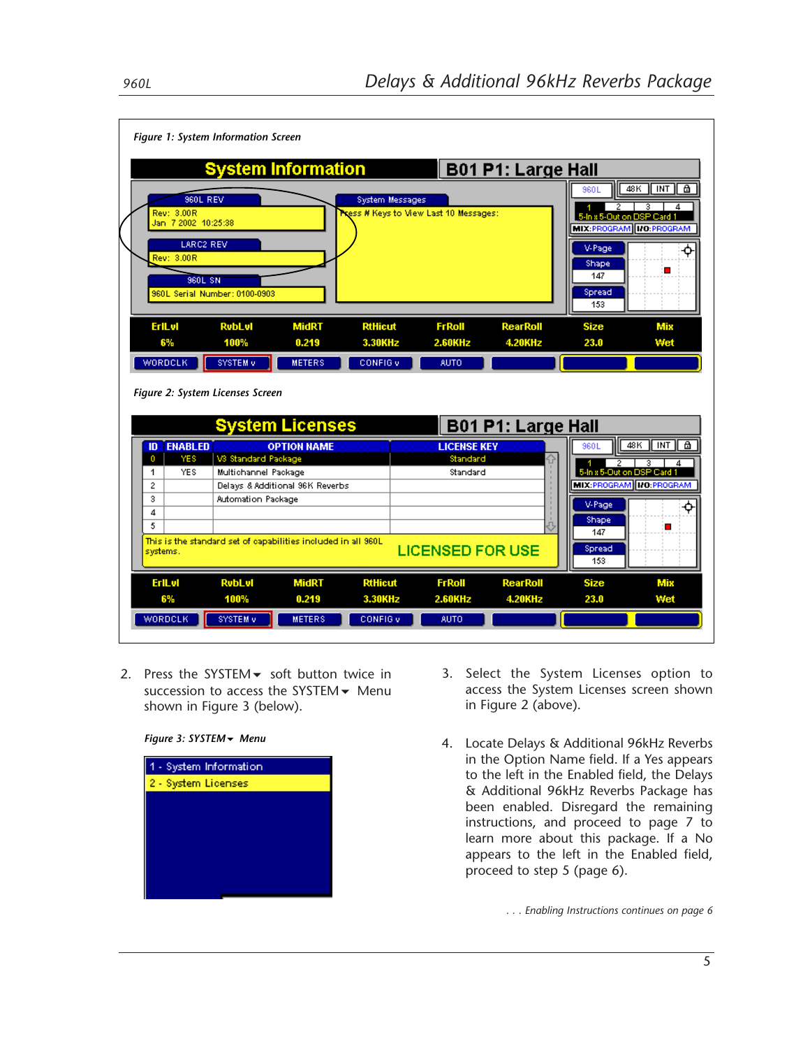*Figure 1: System Information Screen*

*Figure 2: System Licenses Screen*

2. Press the SYSTEM▾ soft button twice in succession to access the SYSTEM▾ Menu shown in Figure 3 (below).

*Figure 3: SYSTEM▾ Menu*

3. Select the System Licenses option to access the System Licenses screen shown in Figure 2 (above).

4. Locate Delays & Additional 96kHz Reverbs in the Option Name field. If a Yes appears to the left in the Enabled field, the Delays & Additional 96kHz Reverbs Package has been enabled. Disregard the remaining instructions, and proceed to page 7 to learn more about this package. If a No appears to the left in the Enabled field, proceed to step 5 (page 6).

*. . . Enabling Instructions continues on page 6*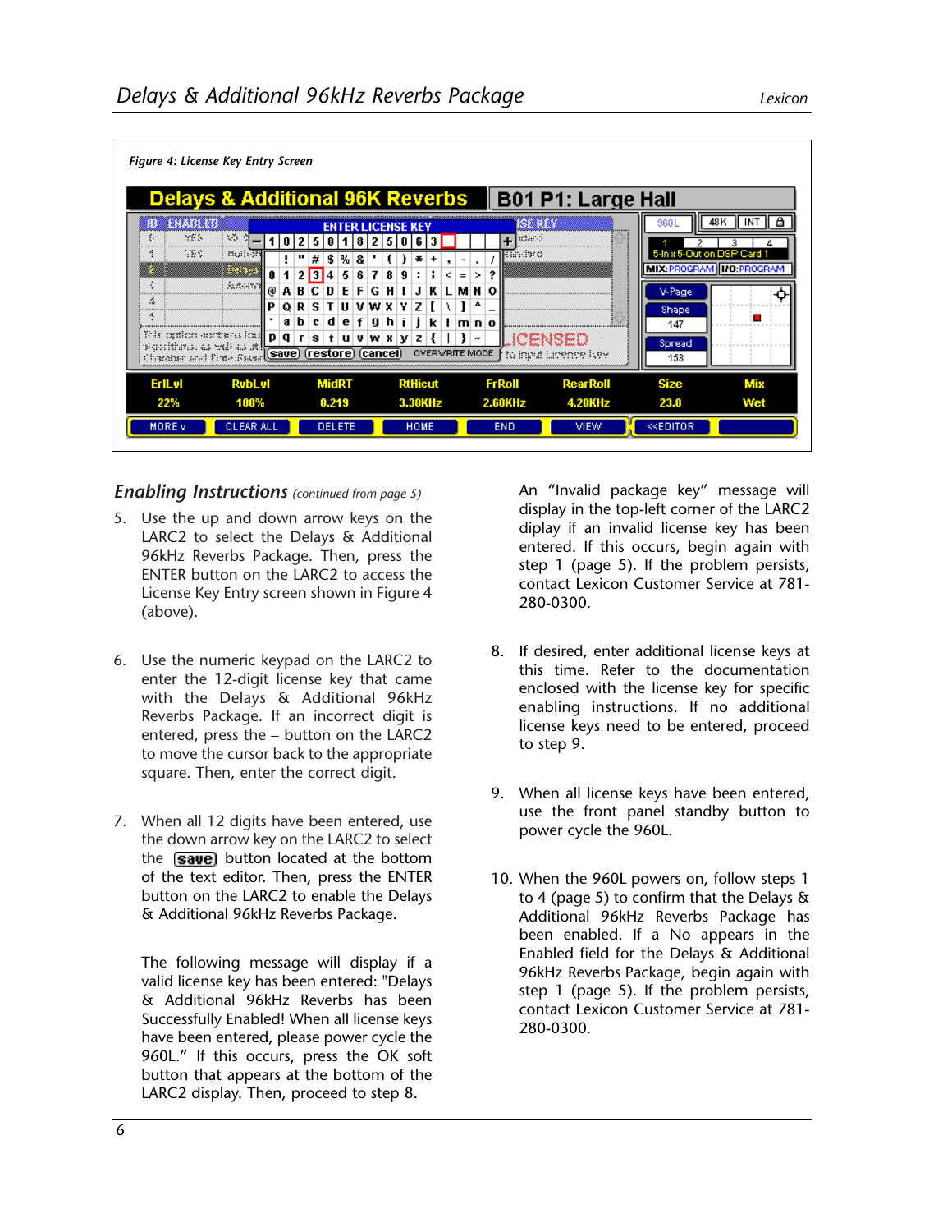*Figure 4: License Key Entry Screen*

## *Enabling Instructions* *(continued from page 5)*

5. Use the up and down arrow keys on the LARC2 to select the Delays & Additional 96kHz Reverbs Package. Then, press the ENTER button on the LARC2 to access the License Key Entry screen shown in Figure 4 (above).

6. Use the numeric keypad on the LARC2 to enter the 12-digit license key that came with the Delays & Additional 96kHz Reverbs Package. If an incorrect digit is entered, press the – button on the LARC2 to move the cursor back to the appropriate square. Then, enter the correct digit.

7. When all 12 digits have been entered, use the down arrow key on the LARC2 to select the **save** button located at the bottom of the text editor. Then, press the ENTER button on the LARC2 to enable the Delays & Additional 96kHz Reverbs Package.

   The following message will display if a valid license key has been entered: "Delays & Additional 96kHz Reverbs has been Successfully Enabled! When all license keys have been entered, please power cycle the 960L." If this occurs, press the OK soft button that appears at the bottom of the LARC2 display. Then, proceed to step 8.

   An "Invalid package key" message will display in the top-left corner of the LARC2 diplay if an invalid license key has been entered. If this occurs, begin again with step 1 (page 5). If the problem persists, contact Lexicon Customer Service at 781-280-0300.

8. If desired, enter additional license keys at this time. Refer to the documentation enclosed with the license key for specific enabling instructions. If no additional license keys need to be entered, proceed to step 9.

9. When all license keys have been entered, use the front panel standby button to power cycle the 960L.

10. When the 960L powers on, follow steps 1 to 4 (page 5) to confirm that the Delays & Additional 96kHz Reverbs Package has been enabled. If a No appears in the Enabled field for the Delays & Additional 96kHz Reverbs Package, begin again with step 1 (page 5). If the problem persists, contact Lexicon Customer Service at 781-280-0300.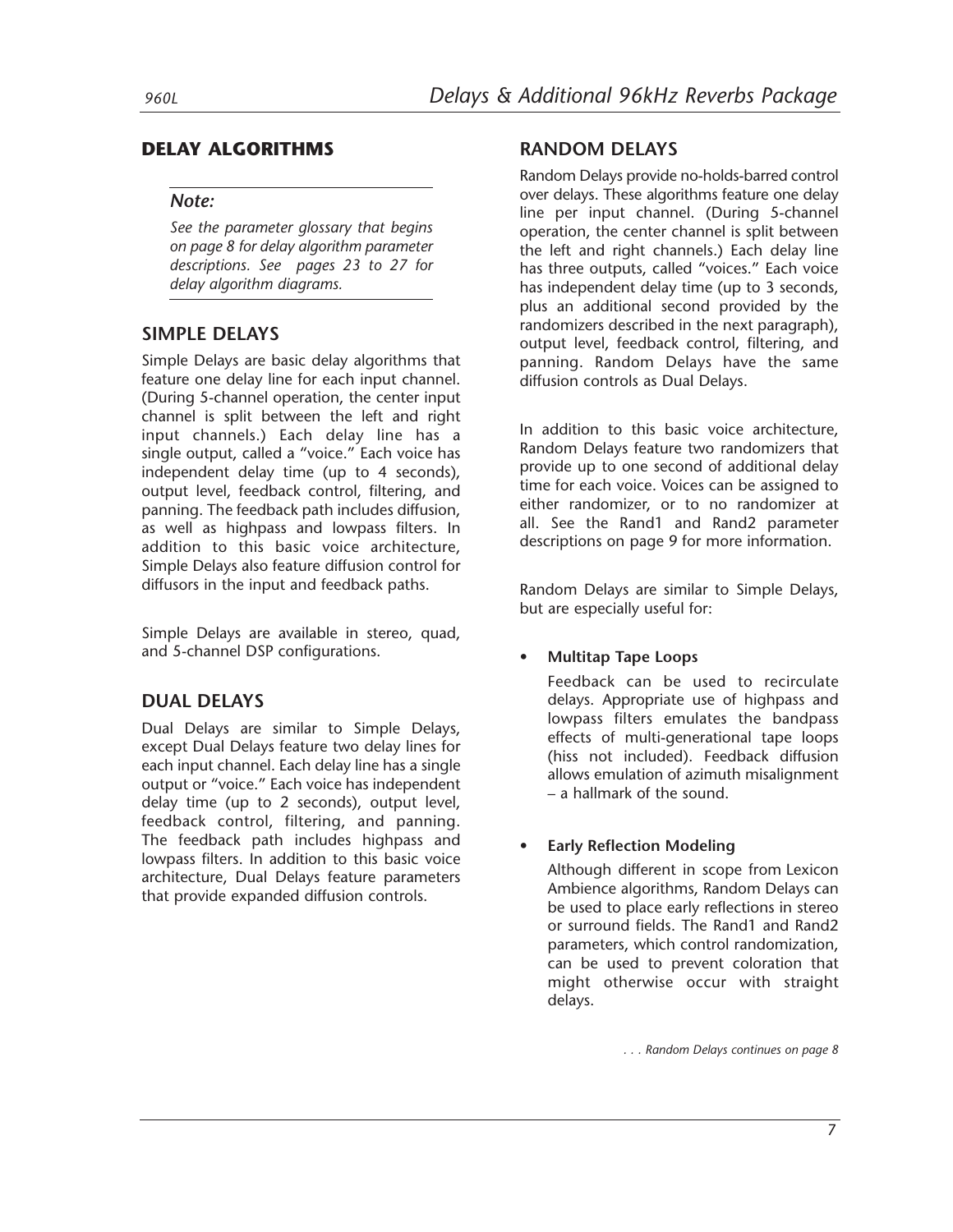## DELAY ALGORITHMS

---

***Note:***

*See the parameter glossary that begins on page 8 for delay algorithm parameter descriptions. See pages 23 to 27 for delay algorithm diagrams.*

---

### SIMPLE DELAYS

Simple Delays are basic delay algorithms that feature one delay line for each input channel. (During 5-channel operation, the center input channel is split between the left and right input channels.) Each delay line has a single output, called a "voice." Each voice has independent delay time (up to 4 seconds), output level, feedback control, filtering, and panning. The feedback path includes diffusion, as well as highpass and lowpass filters. In addition to this basic voice architecture, Simple Delays also feature diffusion control for diffusors in the input and feedback paths.

Simple Delays are available in stereo, quad, and 5-channel DSP configurations.

### DUAL DELAYS

Dual Delays are similar to Simple Delays, except Dual Delays feature two delay lines for each input channel. Each delay line has a single output or "voice." Each voice has independent delay time (up to 2 seconds), output level, feedback control, filtering, and panning. The feedback path includes highpass and lowpass filters. In addition to this basic voice architecture, Dual Delays feature parameters that provide expanded diffusion controls.

### RANDOM DELAYS

Random Delays provide no-holds-barred control over delays. These algorithms feature one delay line per input channel. (During 5-channel operation, the center channel is split between the left and right channels.) Each delay line has three outputs, called "voices." Each voice has independent delay time (up to 3 seconds, plus an additional second provided by the randomizers described in the next paragraph), output level, feedback control, filtering, and panning. Random Delays have the same diffusion controls as Dual Delays.

In addition to this basic voice architecture, Random Delays feature two randomizers that provide up to one second of additional delay time for each voice. Voices can be assigned to either randomizer, or to no randomizer at all. See the Rand1 and Rand2 parameter descriptions on page 9 for more information.

Random Delays are similar to Simple Delays, but are especially useful for:

- **Multitap Tape Loops**

  Feedback can be used to recirculate delays. Appropriate use of highpass and lowpass filters emulates the bandpass effects of multi-generational tape loops (hiss not included). Feedback diffusion allows emulation of azimuth misalignment – a hallmark of the sound.

- **Early Reflection Modeling**

  Although different in scope from Lexicon Ambience algorithms, Random Delays can be used to place early reflections in stereo or surround fields. The Rand1 and Rand2 parameters, which control randomization, can be used to prevent coloration that might otherwise occur with straight delays.

*. . . Random Delays continues on page 8*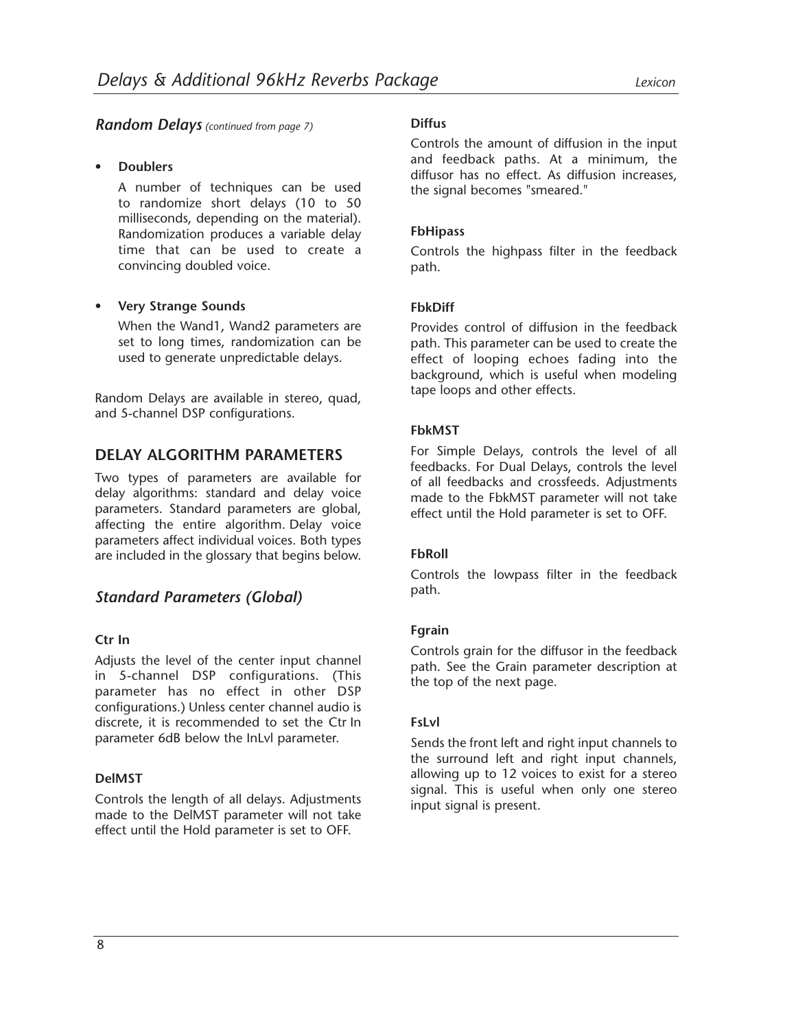### *Random Delays* *(continued from page 7)*

- **Doublers**

  A number of techniques can be used to randomize short delays (10 to 50 milliseconds, depending on the material). Randomization produces a variable delay time that can be used to create a convincing doubled voice.

- **Very Strange Sounds**

  When the Wand1, Wand2 parameters are set to long times, randomization can be used to generate unpredictable delays.

Random Delays are available in stereo, quad, and 5-channel DSP configurations.

## DELAY ALGORITHM PARAMETERS

Two types of parameters are available for delay algorithms: standard and delay voice parameters. Standard parameters are global, affecting the entire algorithm. Delay voice parameters affect individual voices. Both types are included in the glossary that begins below.

### *Standard Parameters (Global)*

#### Ctr In

Adjusts the level of the center input channel in 5-channel DSP configurations. (This parameter has no effect in other DSP configurations.) Unless center channel audio is discrete, it is recommended to set the Ctr In parameter 6dB below the InLvl parameter.

#### DelMST

Controls the length of all delays. Adjustments made to the DelMST parameter will not take effect until the Hold parameter is set to OFF.

#### Diffus

Controls the amount of diffusion in the input and feedback paths. At a minimum, the diffusor has no effect. As diffusion increases, the signal becomes "smeared."

#### FbHipass

Controls the highpass filter in the feedback path.

#### FbkDiff

Provides control of diffusion in the feedback path. This parameter can be used to create the effect of looping echoes fading into the background, which is useful when modeling tape loops and other effects.

#### FbkMST

For Simple Delays, controls the level of all feedbacks. For Dual Delays, controls the level of all feedbacks and crossfeeds. Adjustments made to the FbkMST parameter will not take effect until the Hold parameter is set to OFF.

#### FbRoll

Controls the lowpass filter in the feedback path.

#### Fgrain

Controls grain for the diffusor in the feedback path. See the Grain parameter description at the top of the next page.

#### FsLvl

Sends the front left and right input channels to the surround left and right input channels, allowing up to 12 voices to exist for a stereo signal. This is useful when only one stereo input signal is present.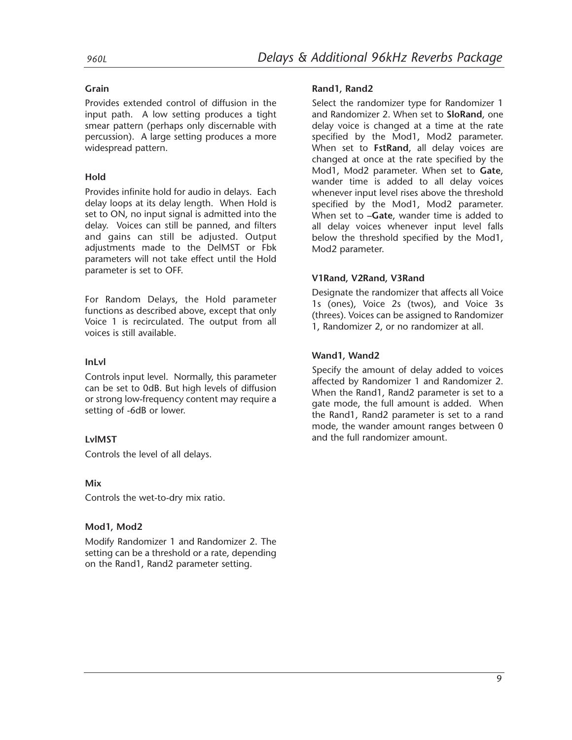### Grain

Provides extended control of diffusion in the input path. A low setting produces a tight smear pattern (perhaps only discernable with percussion). A large setting produces a more widespread pattern.

### Hold

Provides infinite hold for audio in delays. Each delay loops at its delay length. When Hold is set to ON, no input signal is admitted into the delay. Voices can still be panned, and filters and gains can still be adjusted. Output adjustments made to the DelMST or Fbk parameters will not take effect until the Hold parameter is set to OFF.

For Random Delays, the Hold parameter functions as described above, except that only Voice 1 is recirculated. The output from all voices is still available.

### InLvl

Controls input level. Normally, this parameter can be set to 0dB. But high levels of diffusion or strong low-frequency content may require a setting of -6dB or lower.

### LvlMST

Controls the level of all delays.

### Mix

Controls the wet-to-dry mix ratio.

### Mod1, Mod2

Modify Randomizer 1 and Randomizer 2. The setting can be a threshold or a rate, depending on the Rand1, Rand2 parameter setting.

### Rand1, Rand2

Select the randomizer type for Randomizer 1 and Randomizer 2. When set to **SloRand**, one delay voice is changed at a time at the rate specified by the Mod1, Mod2 parameter. When set to **FstRand**, all delay voices are changed at once at the rate specified by the Mod1, Mod2 parameter. When set to **Gate**, wander time is added to all delay voices whenever input level rises above the threshold specified by the Mod1, Mod2 parameter. When set to **–Gate**, wander time is added to all delay voices whenever input level falls below the threshold specified by the Mod1, Mod2 parameter.

### V1Rand, V2Rand, V3Rand

Designate the randomizer that affects all Voice 1s (ones), Voice 2s (twos), and Voice 3s (threes). Voices can be assigned to Randomizer 1, Randomizer 2, or no randomizer at all.

### Wand1, Wand2

Specify the amount of delay added to voices affected by Randomizer 1 and Randomizer 2. When the Rand1, Rand2 parameter is set to a gate mode, the full amount is added. When the Rand1, Rand2 parameter is set to a rand mode, the wander amount ranges between 0 and the full randomizer amount.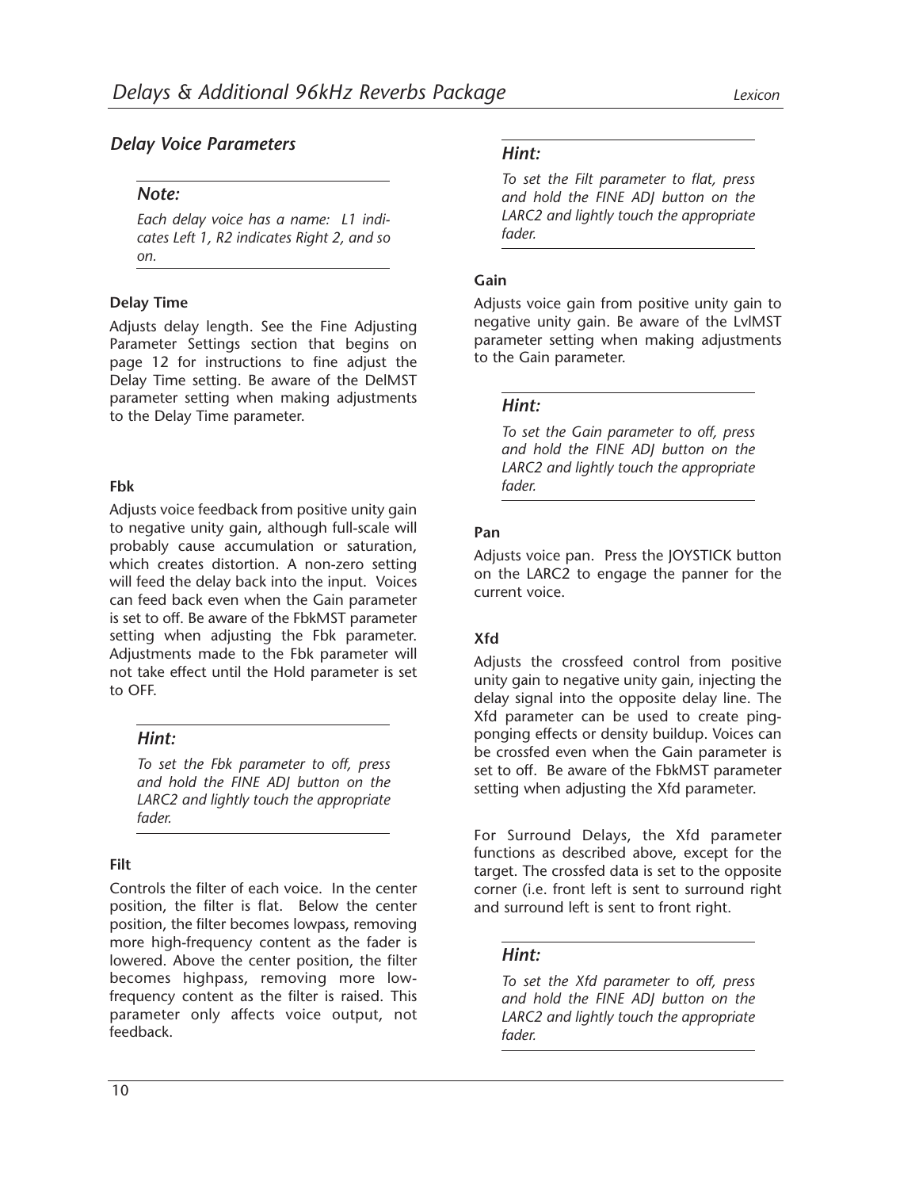## *Delay Voice Parameters*

### *Note:*

*Each delay voice has a name: L1 indicates Left 1, R2 indicates Right 2, and so on.*

**Delay Time**

Adjusts delay length. See the Fine Adjusting Parameter Settings section that begins on page 12 for instructions to fine adjust the Delay Time setting. Be aware of the DelMST parameter setting when making adjustments to the Delay Time parameter.

**Fbk**

Adjusts voice feedback from positive unity gain to negative unity gain, although full-scale will probably cause accumulation or saturation, which creates distortion. A non-zero setting will feed the delay back into the input. Voices can feed back even when the Gain parameter is set to off. Be aware of the FbkMST parameter setting when adjusting the Fbk parameter. Adjustments made to the Fbk parameter will not take effect until the Hold parameter is set to OFF.

### *Hint:*

*To set the Fbk parameter to off, press and hold the FINE ADJ button on the LARC2 and lightly touch the appropriate fader.*

**Filt**

Controls the filter of each voice. In the center position, the filter is flat. Below the center position, the filter becomes lowpass, removing more high-frequency content as the fader is lowered. Above the center position, the filter becomes highpass, removing more low-frequency content as the filter is raised. This parameter only affects voice output, not feedback.

### *Hint:*

*To set the Filt parameter to flat, press and hold the FINE ADJ button on the LARC2 and lightly touch the appropriate fader.*

**Gain**

Adjusts voice gain from positive unity gain to negative unity gain. Be aware of the LvlMST parameter setting when making adjustments to the Gain parameter.

### *Hint:*

*To set the Gain parameter to off, press and hold the FINE ADJ button on the LARC2 and lightly touch the appropriate fader.*

**Pan**

Adjusts voice pan. Press the JOYSTICK button on the LARC2 to engage the panner for the current voice.

**Xfd**

Adjusts the crossfeed control from positive unity gain to negative unity gain, injecting the delay signal into the opposite delay line. The Xfd parameter can be used to create ping-ponging effects or density buildup. Voices can be crossfed even when the Gain parameter is set to off. Be aware of the FbkMST parameter setting when adjusting the Xfd parameter.

For Surround Delays, the Xfd parameter functions as described above, except for the target. The crossfed data is set to the opposite corner (i.e. front left is sent to surround right and surround left is sent to front right.

### *Hint:*

*To set the Xfd parameter to off, press and hold the FINE ADJ button on the LARC2 and lightly touch the appropriate fader.*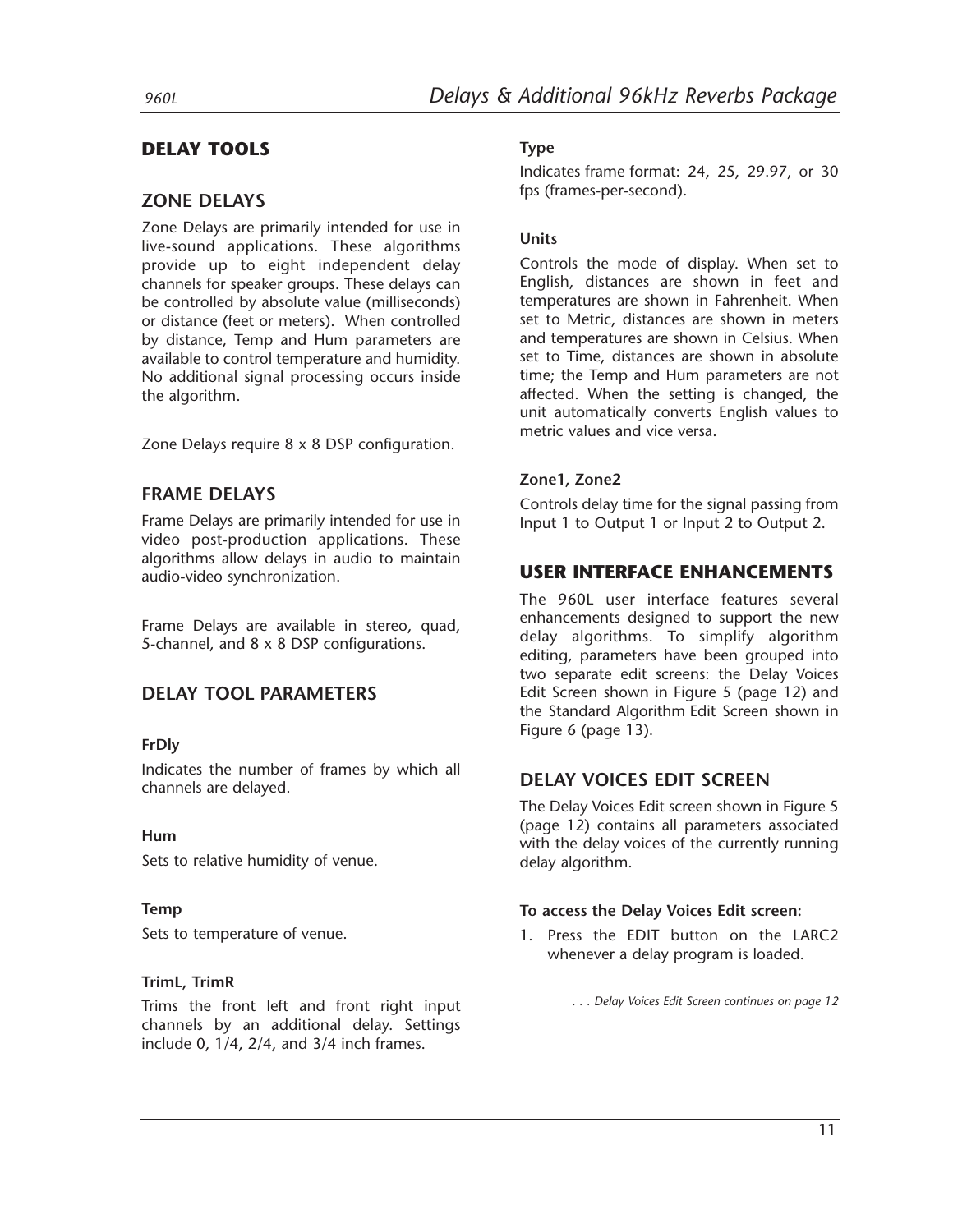## DELAY TOOLS

### ZONE DELAYS

Zone Delays are primarily intended for use in live-sound applications. These algorithms provide up to eight independent delay channels for speaker groups. These delays can be controlled by absolute value (milliseconds) or distance (feet or meters). When controlled by distance, Temp and Hum parameters are available to control temperature and humidity. No additional signal processing occurs inside the algorithm.

Zone Delays require 8 x 8 DSP configuration.

### FRAME DELAYS

Frame Delays are primarily intended for use in video post-production applications. These algorithms allow delays in audio to maintain audio-video synchronization.

Frame Delays are available in stereo, quad, 5-channel, and 8 x 8 DSP configurations.

### DELAY TOOL PARAMETERS

**FrDly**

Indicates the number of frames by which all channels are delayed.

**Hum**

Sets to relative humidity of venue.

**Temp**

Sets to temperature of venue.

**TrimL, TrimR**

Trims the front left and front right input channels by an additional delay. Settings include 0, 1/4, 2/4, and 3/4 inch frames.

**Type**

Indicates frame format: 24, 25, 29.97, or 30 fps (frames-per-second).

**Units**

Controls the mode of display. When set to English, distances are shown in feet and temperatures are shown in Fahrenheit. When set to Metric, distances are shown in meters and temperatures are shown in Celsius. When set to Time, distances are shown in absolute time; the Temp and Hum parameters are not affected. When the setting is changed, the unit automatically converts English values to metric values and vice versa.

**Zone1, Zone2**

Controls delay time for the signal passing from Input 1 to Output 1 or Input 2 to Output 2.

## USER INTERFACE ENHANCEMENTS

The 960L user interface features several enhancements designed to support the new delay algorithms. To simplify algorithm editing, parameters have been grouped into two separate edit screens: the Delay Voices Edit Screen shown in Figure 5 (page 12) and the Standard Algorithm Edit Screen shown in Figure 6 (page 13).

### DELAY VOICES EDIT SCREEN

The Delay Voices Edit screen shown in Figure 5 (page 12) contains all parameters associated with the delay voices of the currently running delay algorithm.

**To access the Delay Voices Edit screen:**

1. Press the EDIT button on the LARC2 whenever a delay program is loaded.

*. . . Delay Voices Edit Screen continues on page 12*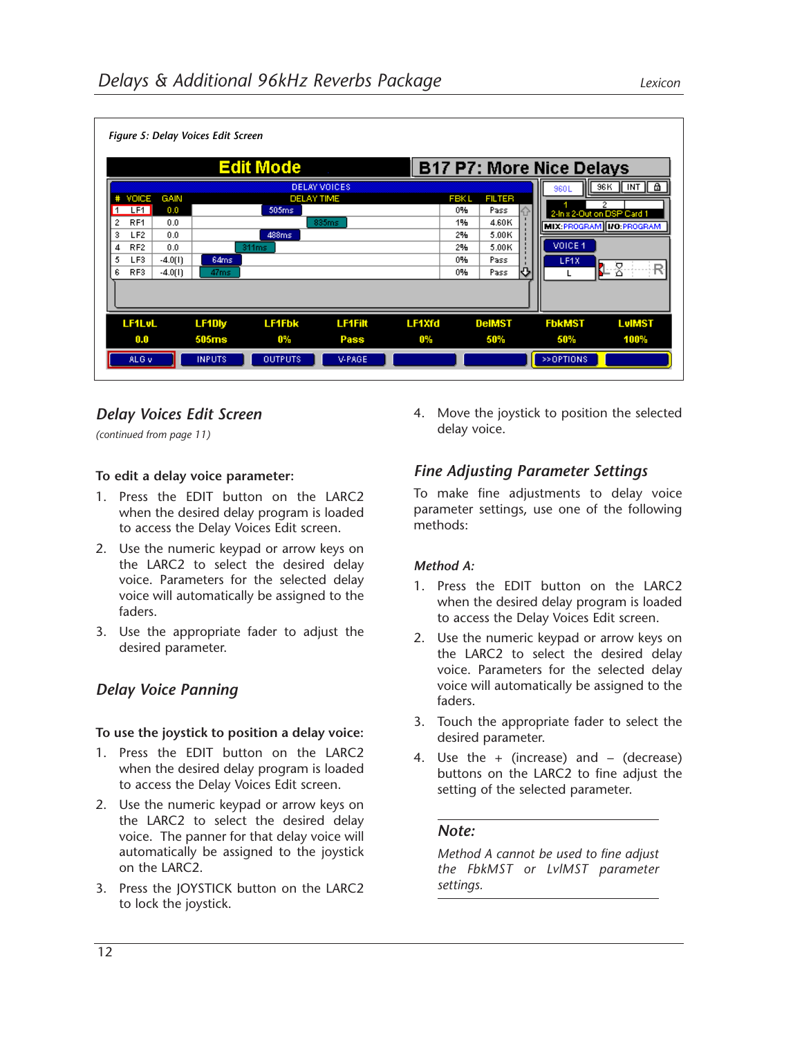*Figure 5: Delay Voices Edit Screen*

## Delay Voices Edit Screen

*(continued from page 11)*

**To edit a delay voice parameter:**

1. Press the EDIT button on the LARC2 when the desired delay program is loaded to access the Delay Voices Edit screen.
2. Use the numeric keypad or arrow keys on the LARC2 to select the desired delay voice. Parameters for the selected delay voice will automatically be assigned to the faders.
3. Use the appropriate fader to adjust the desired parameter.

## Delay Voice Panning

**To use the joystick to position a delay voice:**

1. Press the EDIT button on the LARC2 when the desired delay program is loaded to access the Delay Voices Edit screen.
2. Use the numeric keypad or arrow keys on the LARC2 to select the desired delay voice. The panner for that delay voice will automatically be assigned to the joystick on the LARC2.
3. Press the JOYSTICK button on the LARC2 to lock the joystick.
4. Move the joystick to position the selected delay voice.

## Fine Adjusting Parameter Settings

To make fine adjustments to delay voice parameter settings, use one of the following methods:

***Method A:***

1. Press the EDIT button on the LARC2 when the desired delay program is loaded to access the Delay Voices Edit screen.
2. Use the numeric keypad or arrow keys on the LARC2 to select the desired delay voice. Parameters for the selected delay voice will automatically be assigned to the faders.
3. Touch the appropriate fader to select the desired parameter.
4. Use the + (increase) and – (decrease) buttons on the LARC2 to fine adjust the setting of the selected parameter.

> ***Note:***
>
> *Method A cannot be used to fine adjust the FbkMST or LvlMST parameter settings.*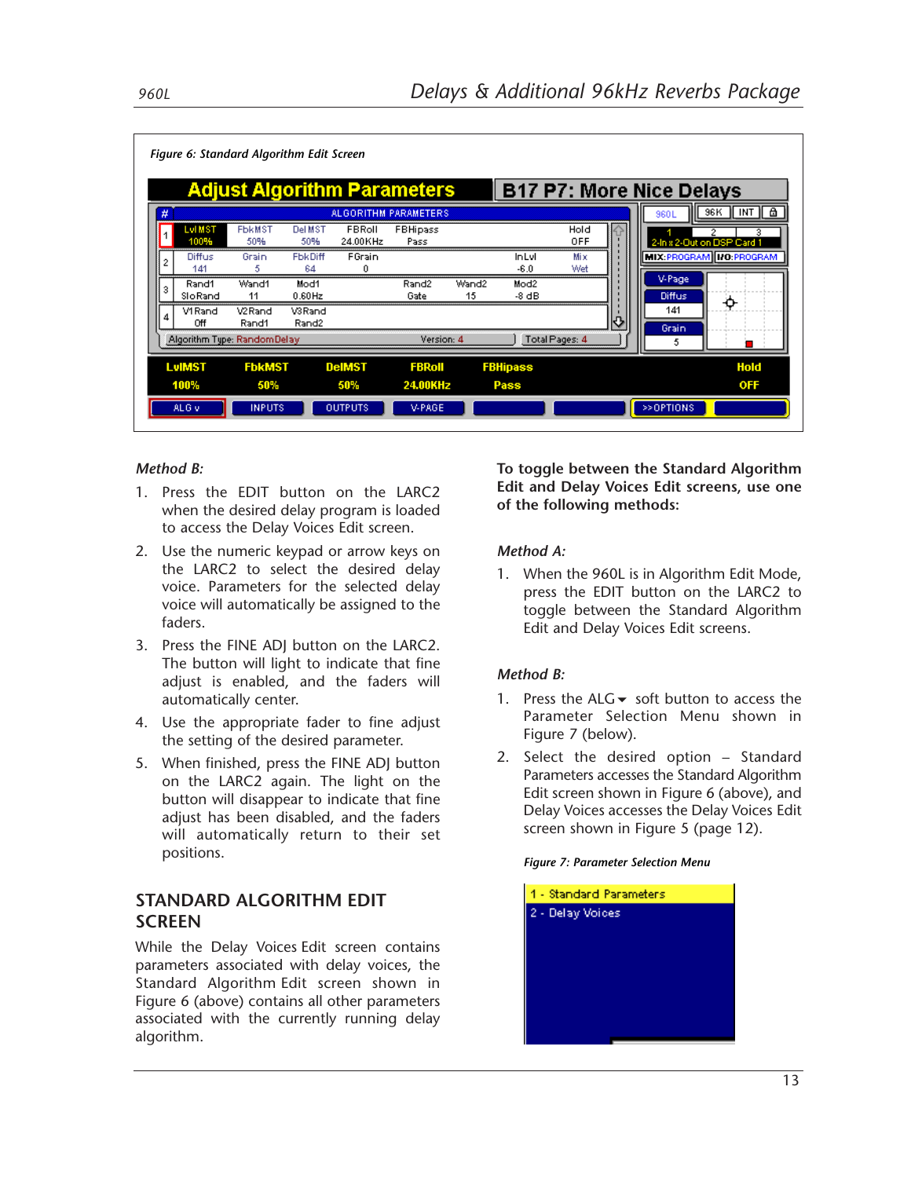*Figure 6: Standard Algorithm Edit Screen*

*Method B:*

1. Press the EDIT button on the LARC2 when the desired delay program is loaded to access the Delay Voices Edit screen.
2. Use the numeric keypad or arrow keys on the LARC2 to select the desired delay voice. Parameters for the selected delay voice will automatically be assigned to the faders.
3. Press the FINE ADJ button on the LARC2. The button will light to indicate that fine adjust is enabled, and the faders will automatically center.
4. Use the appropriate fader to fine adjust the setting of the desired parameter.
5. When finished, press the FINE ADJ button on the LARC2 again. The light on the button will disappear to indicate that fine adjust has been disabled, and the faders will automatically return to their set positions.

## STANDARD ALGORITHM EDIT SCREEN

While the Delay Voices Edit screen contains parameters associated with delay voices, the Standard Algorithm Edit screen shown in Figure 6 (above) contains all other parameters associated with the currently running delay algorithm.

**To toggle between the Standard Algorithm Edit and Delay Voices Edit screens, use one of the following methods:**

*Method A:*

1. When the 960L is in Algorithm Edit Mode, press the EDIT button on the LARC2 to toggle between the Standard Algorithm Edit and Delay Voices Edit screens.

*Method B:*

1. Press the ALG▾ soft button to access the Parameter Selection Menu shown in Figure 7 (below).
2. Select the desired option – Standard Parameters accesses the Standard Algorithm Edit screen shown in Figure 6 (above), and Delay Voices accesses the Delay Voices Edit screen shown in Figure 5 (page 12).

*Figure 7: Parameter Selection Menu*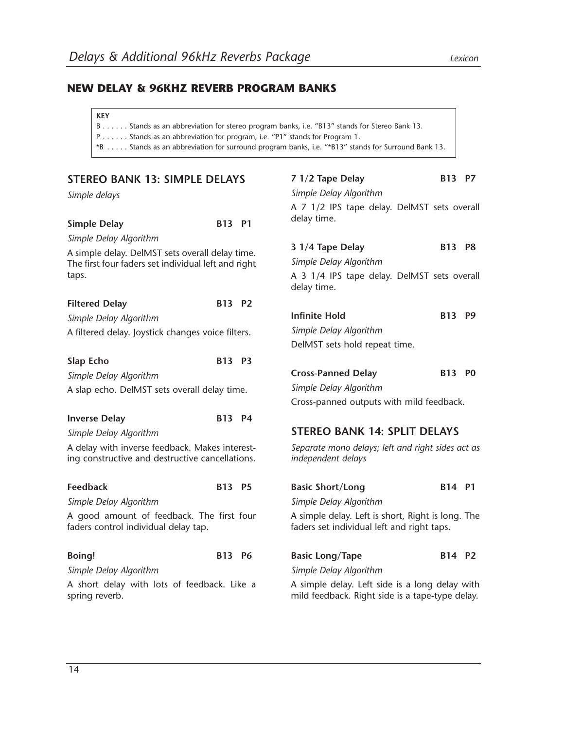## NEW DELAY & 96KHZ REVERB PROGRAM BANKS

**KEY**
B . . . . . . Stands as an abbreviation for stereo program banks, i.e. "B13" stands for Stereo Bank 13.
P . . . . . . Stands as an abbreviation for program, i.e. "P1" stands for Program 1.
*B . . . . . Stands as an abbreviation for surround program banks, i.e. "*B13" stands for Surround Bank 13.

### STEREO BANK 13: SIMPLE DELAYS

*Simple delays*

**Simple Delay** **B13 P1**

*Simple Delay Algorithm*

A simple delay. DelMST sets overall delay time. The first four faders set individual left and right taps.

**Filtered Delay** **B13 P2**

*Simple Delay Algorithm*

A filtered delay. Joystick changes voice filters.

**Slap Echo** **B13 P3**

*Simple Delay Algorithm*

A slap echo. DelMST sets overall delay time.

**Inverse Delay** **B13 P4**

*Simple Delay Algorithm*

A delay with inverse feedback. Makes interesting constructive and destructive cancellations.

**Feedback** **B13 P5**

*Simple Delay Algorithm*

A good amount of feedback. The first four faders control individual delay tap.

**Boing!** **B13 P6**

*Simple Delay Algorithm*

A short delay with lots of feedback. Like a spring reverb.

**7 1/2 Tape Delay** **B13 P7**

*Simple Delay Algorithm*

A 7 1/2 IPS tape delay. DelMST sets overall delay time.

**3 1/4 Tape Delay** **B13 P8**

*Simple Delay Algorithm*

A 3 1/4 IPS tape delay. DelMST sets overall delay time.

**Infinite Hold** **B13 P9**

*Simple Delay Algorithm*

DelMST sets hold repeat time.

**Cross-Panned Delay** **B13 P0**

*Simple Delay Algorithm*

Cross-panned outputs with mild feedback.

### STEREO BANK 14: SPLIT DELAYS

*Separate mono delays; left and right sides act as independent delays*

**Basic Short/Long** **B14 P1**

*Simple Delay Algorithm*

A simple delay. Left is short, Right is long. The faders set individual left and right taps.

**Basic Long/Tape** **B14 P2**

*Simple Delay Algorithm*

A simple delay. Left side is a long delay with mild feedback. Right side is a tape-type delay.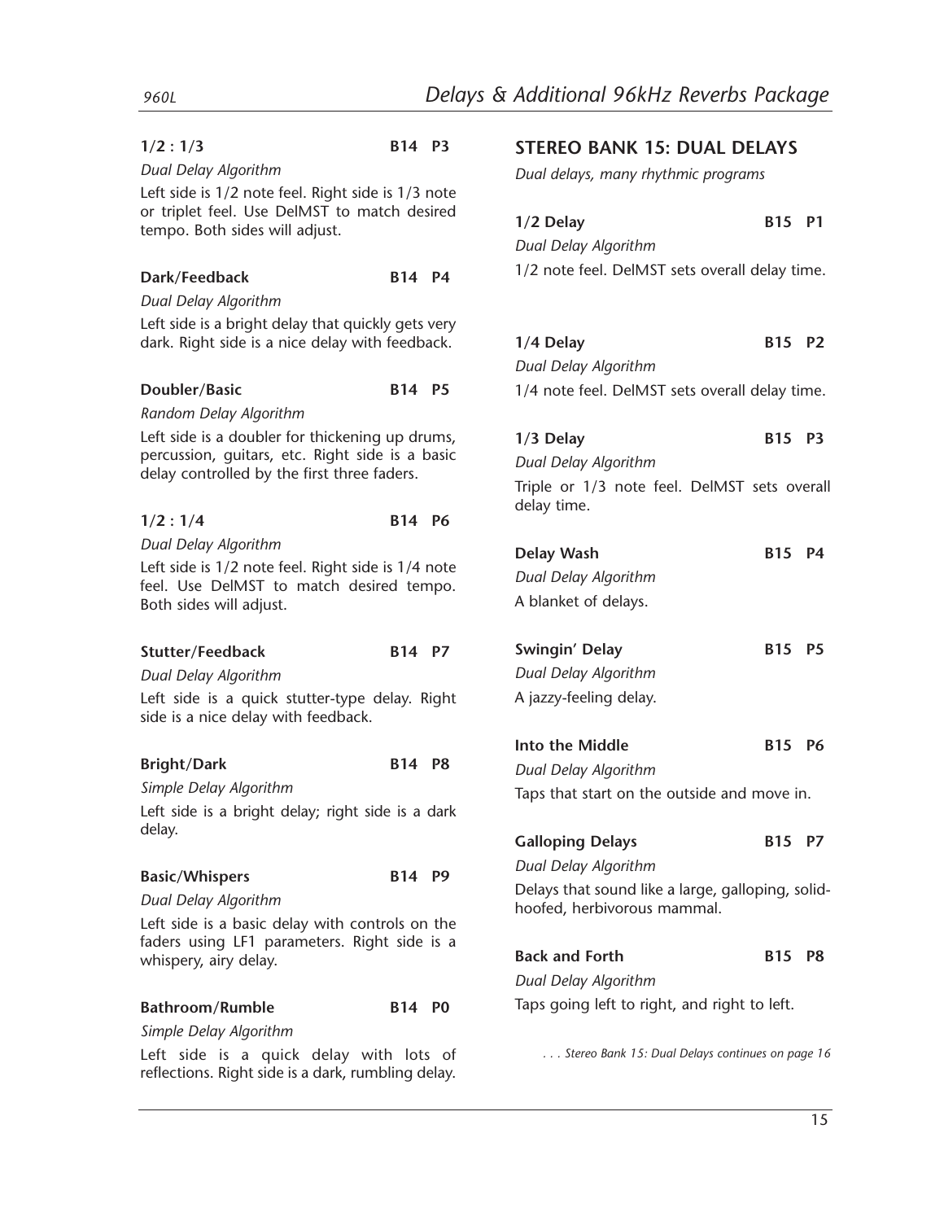**1/2 : 1/3** B14 P3

*Dual Delay Algorithm*

Left side is 1/2 note feel. Right side is 1/3 note or triplet feel. Use DelMST to match desired tempo. Both sides will adjust.

**Dark/Feedback** B14 P4

*Dual Delay Algorithm*

Left side is a bright delay that quickly gets very dark. Right side is a nice delay with feedback.

**Doubler/Basic** B14 P5

*Random Delay Algorithm*

Left side is a doubler for thickening up drums, percussion, guitars, etc. Right side is a basic delay controlled by the first three faders.

**1/2 : 1/4** B14 P6

*Dual Delay Algorithm*

Left side is 1/2 note feel. Right side is 1/4 note feel. Use DelMST to match desired tempo. Both sides will adjust.

**Stutter/Feedback** B14 P7

*Dual Delay Algorithm*

Left side is a quick stutter-type delay. Right side is a nice delay with feedback.

**Bright/Dark** B14 P8

*Simple Delay Algorithm*

Left side is a bright delay; right side is a dark delay.

**Basic/Whispers** B14 P9

*Dual Delay Algorithm*

Left side is a basic delay with controls on the faders using LF1 parameters. Right side is a whispery, airy delay.

**Bathroom/Rumble** B14 P0

*Simple Delay Algorithm*

Left side is a quick delay with lots of reflections. Right side is a dark, rumbling delay.

## STEREO BANK 15: DUAL DELAYS

*Dual delays, many rhythmic programs*

**1/2 Delay** B15 P1

*Dual Delay Algorithm*

1/2 note feel. DelMST sets overall delay time.

**1/4 Delay** B15 P2

*Dual Delay Algorithm*

1/4 note feel. DelMST sets overall delay time.

**1/3 Delay** B15 P3

*Dual Delay Algorithm*

Triple or 1/3 note feel. DelMST sets overall delay time.

**Delay Wash** B15 P4

*Dual Delay Algorithm*

A blanket of delays.

**Swingin' Delay** B15 P5

*Dual Delay Algorithm*

A jazzy-feeling delay.

**Into the Middle** B15 P6

*Dual Delay Algorithm*

Taps that start on the outside and move in.

**Galloping Delays** B15 P7

*Dual Delay Algorithm*

Delays that sound like a large, galloping, solid-hoofed, herbivorous mammal.

**Back and Forth** B15 P8

*Dual Delay Algorithm*

Taps going left to right, and right to left.

*. . . Stereo Bank 15: Dual Delays continues on page 16*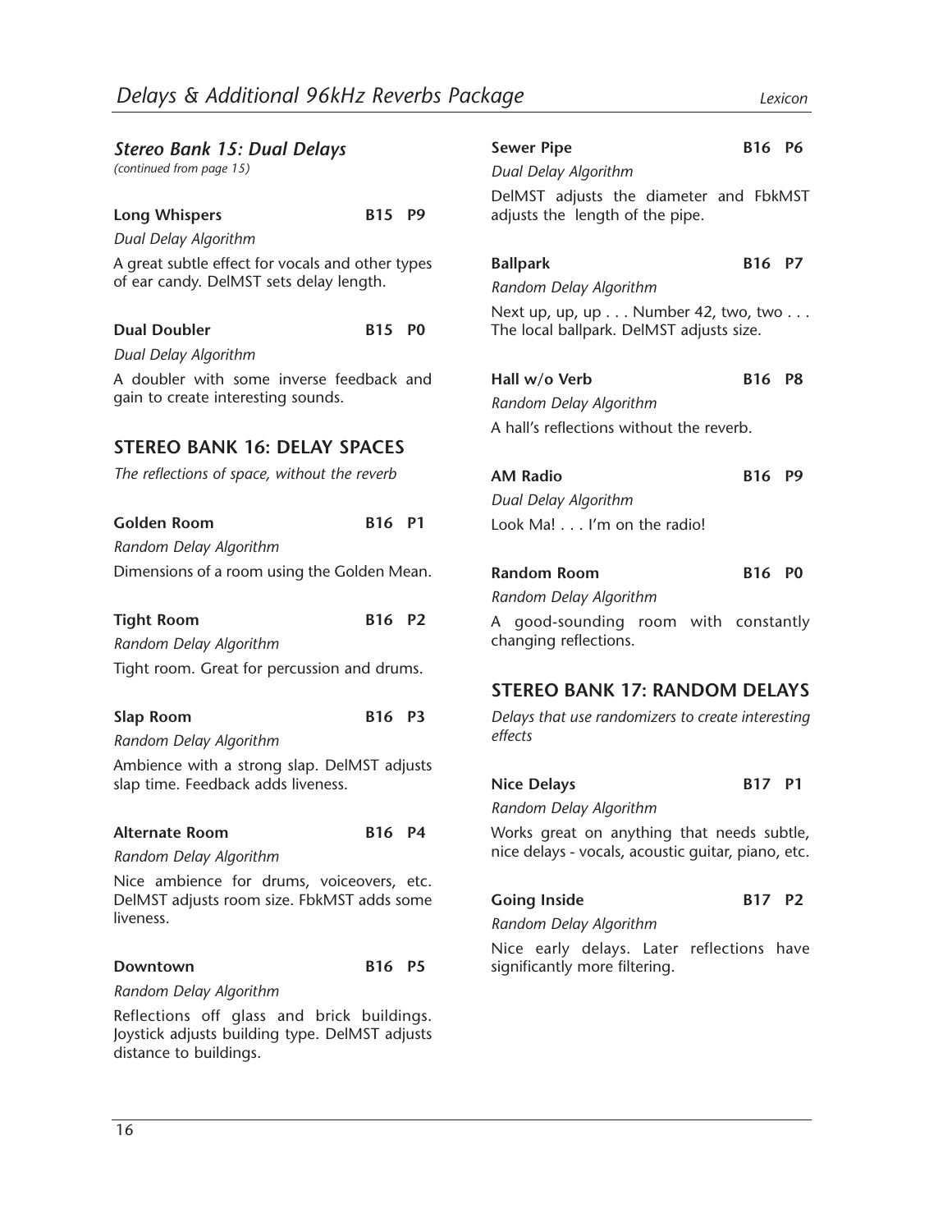### *Stereo Bank 15: Dual Delays*

*(continued from page 15)*

**Long Whispers** **B15 P9**

*Dual Delay Algorithm*

A great subtle effect for vocals and other types of ear candy. DelMST sets delay length.

**Dual Doubler** **B15 P0**

*Dual Delay Algorithm*

A doubler with some inverse feedback and gain to create interesting sounds.

## STEREO BANK 16: DELAY SPACES

*The reflections of space, without the reverb*

**Golden Room** **B16 P1**

*Random Delay Algorithm*

Dimensions of a room using the Golden Mean.

**Tight Room** **B16 P2**

*Random Delay Algorithm*

Tight room. Great for percussion and drums.

**Slap Room** **B16 P3**

*Random Delay Algorithm*

Ambience with a strong slap. DelMST adjusts slap time. Feedback adds liveness.

**Alternate Room** **B16 P4**

*Random Delay Algorithm*

Nice ambience for drums, voiceovers, etc. DelMST adjusts room size. FbkMST adds some liveness.

**Downtown** **B16 P5**

*Random Delay Algorithm*

Reflections off glass and brick buildings. Joystick adjusts building type. DelMST adjusts distance to buildings.

**Sewer Pipe** **B16 P6**

*Dual Delay Algorithm*

DelMST adjusts the diameter and FbkMST adjusts the length of the pipe.

**Ballpark** **B16 P7**

*Random Delay Algorithm*

Next up, up, up . . . Number 42, two, two . . . The local ballpark. DelMST adjusts size.

**Hall w/o Verb** **B16 P8**

*Random Delay Algorithm*

A hall's reflections without the reverb.

**AM Radio** **B16 P9**

*Dual Delay Algorithm*

Look Ma! . . . I'm on the radio!

**Random Room** **B16 P0**

*Random Delay Algorithm*

A good-sounding room with constantly changing reflections.

## STEREO BANK 17: RANDOM DELAYS

*Delays that use randomizers to create interesting effects*

**Nice Delays** **B17 P1**

*Random Delay Algorithm*

Works great on anything that needs subtle, nice delays - vocals, acoustic guitar, piano, etc.

**Going Inside** **B17 P2**

*Random Delay Algorithm*

Nice early delays. Later reflections have significantly more filtering.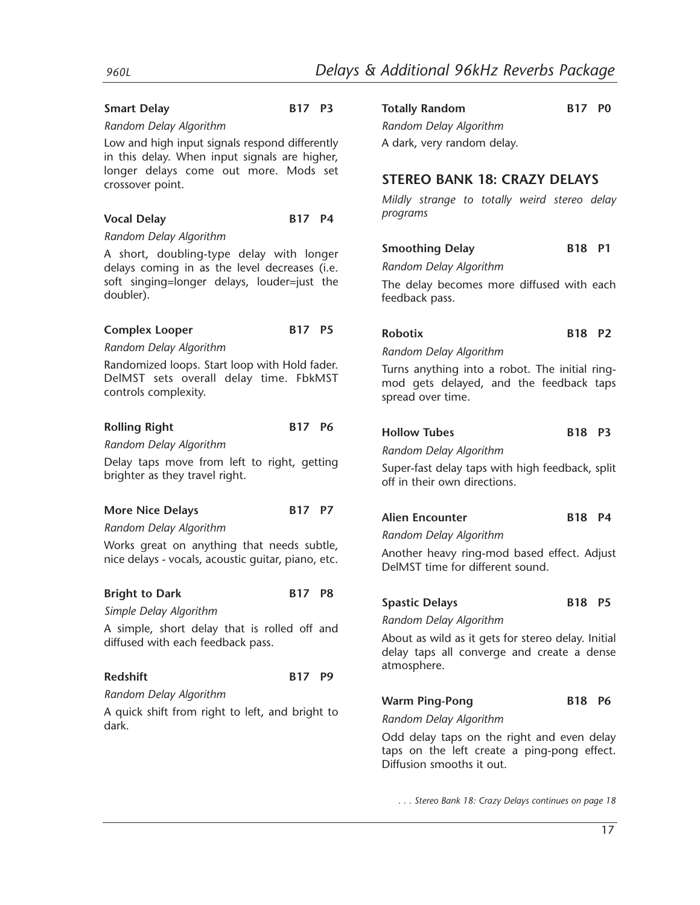**Smart Delay** **B17 P3**

*Random Delay Algorithm*

Low and high input signals respond differently in this delay. When input signals are higher, longer delays come out more. Mods set crossover point.

**Vocal Delay** **B17 P4**

*Random Delay Algorithm*

A short, doubling-type delay with longer delays coming in as the level decreases (i.e. soft singing=longer delays, louder=just the doubler).

**Complex Looper** **B17 P5**

*Random Delay Algorithm*

Randomized loops. Start loop with Hold fader. DelMST sets overall delay time. FbkMST controls complexity.

**Rolling Right** **B17 P6**

*Random Delay Algorithm*

Delay taps move from left to right, getting brighter as they travel right.

**More Nice Delays** **B17 P7**

*Random Delay Algorithm*

Works great on anything that needs subtle, nice delays - vocals, acoustic guitar, piano, etc.

**Bright to Dark** **B17 P8**

*Simple Delay Algorithm*

A simple, short delay that is rolled off and diffused with each feedback pass.

**Redshift** **B17 P9**

*Random Delay Algorithm*

A quick shift from right to left, and bright to dark.

**Totally Random** **B17 P0**

*Random Delay Algorithm*

A dark, very random delay.

## STEREO BANK 18: CRAZY DELAYS

*Mildly strange to totally weird stereo delay programs*

**Smoothing Delay** **B18 P1**

*Random Delay Algorithm*

The delay becomes more diffused with each feedback pass.

**Robotix** **B18 P2**

*Random Delay Algorithm*

Turns anything into a robot. The initial ring-mod gets delayed, and the feedback taps spread over time.

**Hollow Tubes** **B18 P3**

*Random Delay Algorithm*

Super-fast delay taps with high feedback, split off in their own directions.

**Alien Encounter** **B18 P4**

*Random Delay Algorithm*

Another heavy ring-mod based effect. Adjust DelMST time for different sound.

**Spastic Delays** **B18 P5**

*Random Delay Algorithm*

About as wild as it gets for stereo delay. Initial delay taps all converge and create a dense atmosphere.

**Warm Ping-Pong** **B18 P6**

*Random Delay Algorithm*

Odd delay taps on the right and even delay taps on the left create a ping-pong effect. Diffusion smooths it out.

*. . . Stereo Bank 18: Crazy Delays continues on page 18*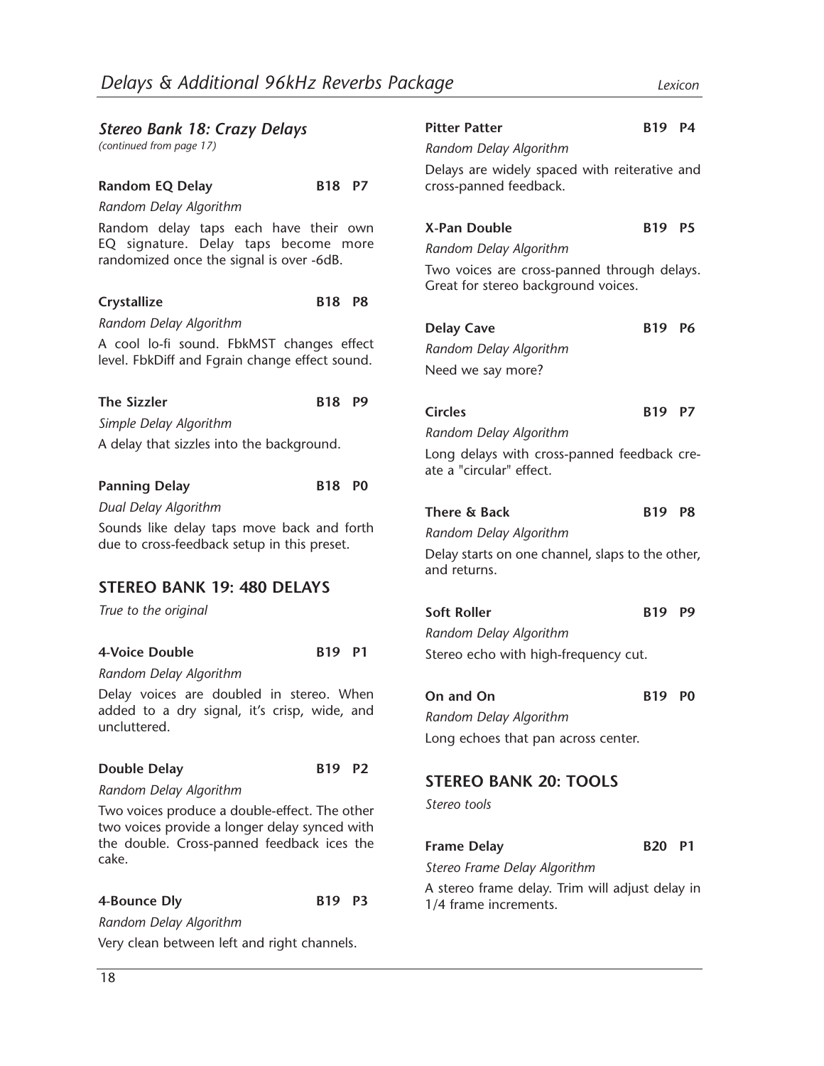### *Stereo Bank 18: Crazy Delays*

*(continued from page 17)*

**Random EQ Delay** **B18 P7**

*Random Delay Algorithm*

Random delay taps each have their own EQ signature. Delay taps become more randomized once the signal is over -6dB.

**Crystallize** **B18 P8**

*Random Delay Algorithm*

A cool lo-fi sound. FbkMST changes effect level. FbkDiff and Fgrain change effect sound.

**The Sizzler** **B18 P9**

*Simple Delay Algorithm*

A delay that sizzles into the background.

**Panning Delay** **B18 P0**

*Dual Delay Algorithm*

Sounds like delay taps move back and forth due to cross-feedback setup in this preset.

## STEREO BANK 19: 480 DELAYS

*True to the original*

**4-Voice Double** **B19 P1**

*Random Delay Algorithm*

Delay voices are doubled in stereo. When added to a dry signal, it's crisp, wide, and uncluttered.

**Double Delay** **B19 P2**

*Random Delay Algorithm*

Two voices produce a double-effect. The other two voices provide a longer delay synced with the double. Cross-panned feedback ices the cake.

**4-Bounce Dly** **B19 P3**

*Random Delay Algorithm*

Very clean between left and right channels.

**Pitter Patter** **B19 P4**

*Random Delay Algorithm*

Delays are widely spaced with reiterative and cross-panned feedback.

**X-Pan Double** **B19 P5**

*Random Delay Algorithm*

Two voices are cross-panned through delays. Great for stereo background voices.

**Delay Cave** **B19 P6**

*Random Delay Algorithm*

Need we say more?

**Circles** **B19 P7**

*Random Delay Algorithm*

Long delays with cross-panned feedback create a "circular" effect.

**There & Back** **B19 P8**

*Random Delay Algorithm*

Delay starts on one channel, slaps to the other, and returns.

**Soft Roller** **B19 P9**

*Random Delay Algorithm*

Stereo echo with high-frequency cut.

**On and On** **B19 P0**

*Random Delay Algorithm*

Long echoes that pan across center.

## STEREO BANK 20: TOOLS

*Stereo tools*

**Frame Delay** **B20 P1**

*Stereo Frame Delay Algorithm*

A stereo frame delay. Trim will adjust delay in 1/4 frame increments.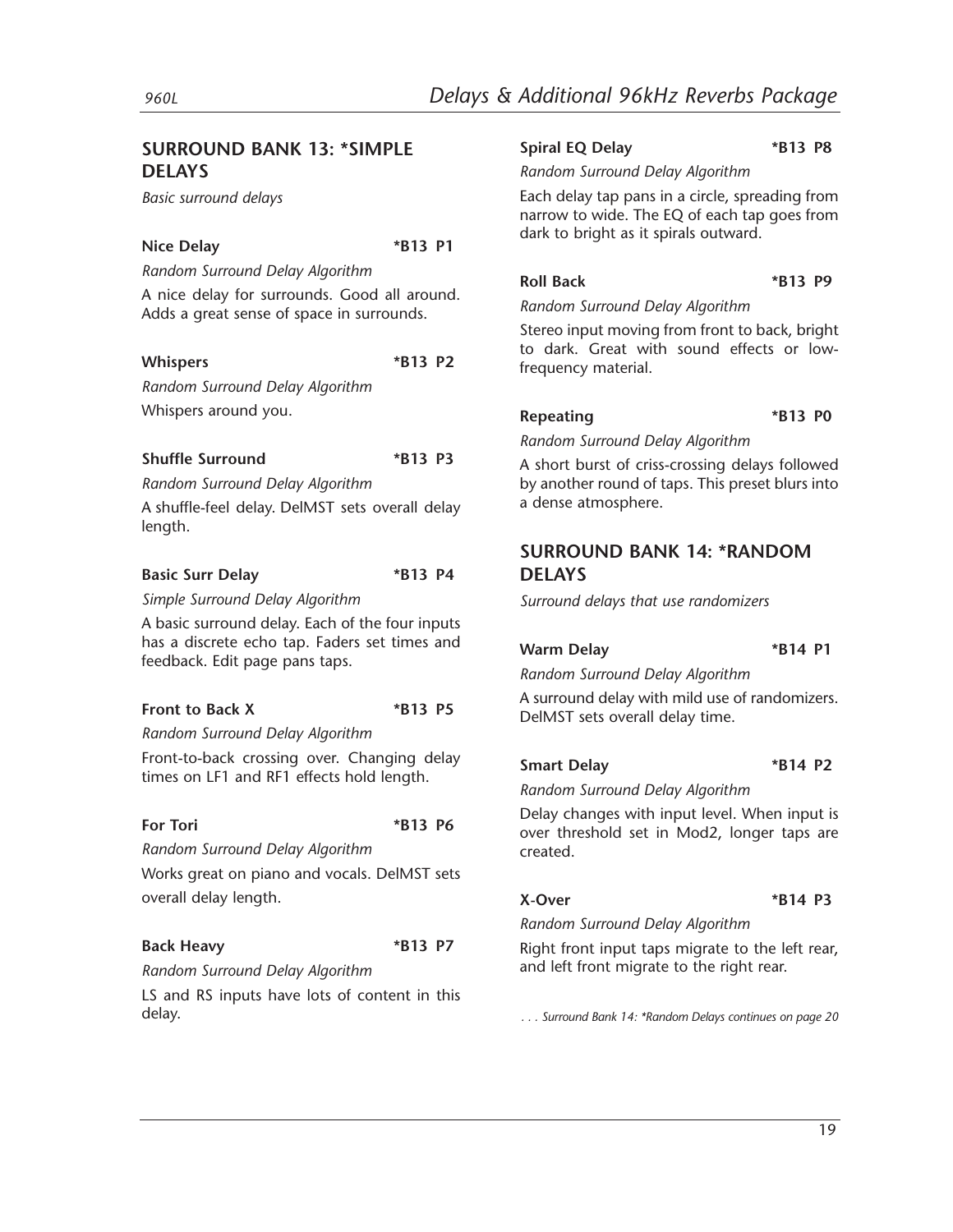## SURROUND BANK 13: *SIMPLE DELAYS

*Basic surround delays*

**Nice Delay** **\*B13 P1**

*Random Surround Delay Algorithm*

A nice delay for surrounds. Good all around. Adds a great sense of space in surrounds.

**Whispers** **\*B13 P2**

*Random Surround Delay Algorithm*

Whispers around you.

**Shuffle Surround** **\*B13 P3**

*Random Surround Delay Algorithm*

A shuffle-feel delay. DelMST sets overall delay length.

**Basic Surr Delay** **\*B13 P4**

*Simple Surround Delay Algorithm*

A basic surround delay. Each of the four inputs has a discrete echo tap. Faders set times and feedback. Edit page pans taps.

**Front to Back X** **\*B13 P5**

*Random Surround Delay Algorithm*

Front-to-back crossing over. Changing delay times on LF1 and RF1 effects hold length.

**For Tori** **\*B13 P6**

*Random Surround Delay Algorithm*

Works great on piano and vocals. DelMST sets overall delay length.

**Back Heavy** **\*B13 P7**

*Random Surround Delay Algorithm*

LS and RS inputs have lots of content in this delay.

**Spiral EQ Delay** **\*B13 P8**

*Random Surround Delay Algorithm*

Each delay tap pans in a circle, spreading from narrow to wide. The EQ of each tap goes from dark to bright as it spirals outward.

**Roll Back** **\*B13 P9**

*Random Surround Delay Algorithm*

Stereo input moving from front to back, bright to dark. Great with sound effects or low-frequency material.

**Repeating** **\*B13 P0**

*Random Surround Delay Algorithm*

A short burst of criss-crossing delays followed by another round of taps. This preset blurs into a dense atmosphere.

## SURROUND BANK 14: *RANDOM DELAYS

*Surround delays that use randomizers*

**Warm Delay** **\*B14 P1**

*Random Surround Delay Algorithm*

A surround delay with mild use of randomizers. DelMST sets overall delay time.

**Smart Delay** **\*B14 P2**

*Random Surround Delay Algorithm*

Delay changes with input level. When input is over threshold set in Mod2, longer taps are created.

**X-Over** **\*B14 P3**

*Random Surround Delay Algorithm*

Right front input taps migrate to the left rear, and left front migrate to the right rear.

*. . . Surround Bank 14: *Random Delays continues on page 20*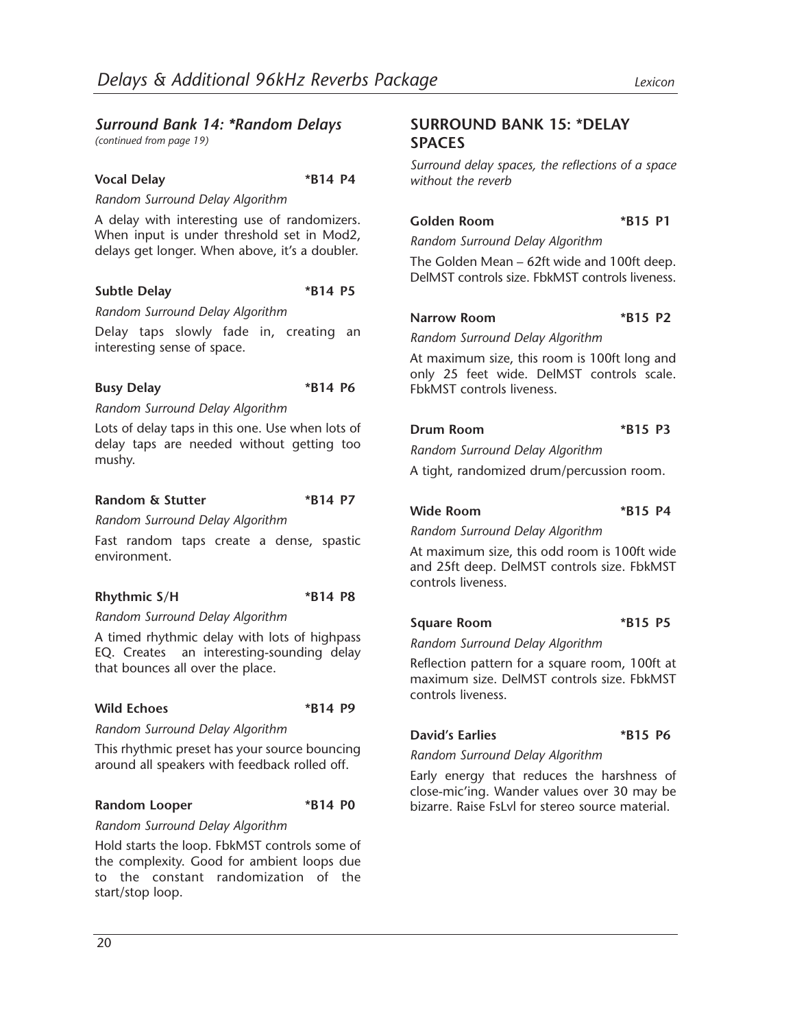## Surround Bank 14: *Random Delays

*(continued from page 19)*

**Vocal Delay** **\*B14 P4**

*Random Surround Delay Algorithm*

A delay with interesting use of randomizers. When input is under threshold set in Mod2, delays get longer. When above, it's a doubler.

**Subtle Delay** **\*B14 P5**

*Random Surround Delay Algorithm*

Delay taps slowly fade in, creating an interesting sense of space.

**Busy Delay** **\*B14 P6**

*Random Surround Delay Algorithm*

Lots of delay taps in this one. Use when lots of delay taps are needed without getting too mushy.

**Random & Stutter** **\*B14 P7**

*Random Surround Delay Algorithm*

Fast random taps create a dense, spastic environment.

**Rhythmic S/H** **\*B14 P8**

*Random Surround Delay Algorithm*

A timed rhythmic delay with lots of highpass EQ. Creates an interesting-sounding delay that bounces all over the place.

**Wild Echoes** **\*B14 P9**

*Random Surround Delay Algorithm*

This rhythmic preset has your source bouncing around all speakers with feedback rolled off.

**Random Looper** **\*B14 P0**

*Random Surround Delay Algorithm*

Hold starts the loop. FbkMST controls some of the complexity. Good for ambient loops due to the constant randomization of the start/stop loop.

## SURROUND BANK 15: *DELAY SPACES

*Surround delay spaces, the reflections of a space without the reverb*

**Golden Room** **\*B15 P1**

*Random Surround Delay Algorithm*

The Golden Mean – 62ft wide and 100ft deep. DelMST controls size. FbkMST controls liveness.

**Narrow Room** **\*B15 P2**

*Random Surround Delay Algorithm*

At maximum size, this room is 100ft long and only 25 feet wide. DelMST controls scale. FbkMST controls liveness.

**Drum Room** **\*B15 P3**

*Random Surround Delay Algorithm*

A tight, randomized drum/percussion room.

**Wide Room** **\*B15 P4**

*Random Surround Delay Algorithm*

At maximum size, this odd room is 100ft wide and 25ft deep. DelMST controls size. FbkMST controls liveness.

**Square Room** **\*B15 P5**

*Random Surround Delay Algorithm*

Reflection pattern for a square room, 100ft at maximum size. DelMST controls size. FbkMST controls liveness.

**David's Earlies** **\*B15 P6**

*Random Surround Delay Algorithm*

Early energy that reduces the harshness of close-mic'ing. Wander values over 30 may be bizarre. Raise FsLvl for stereo source material.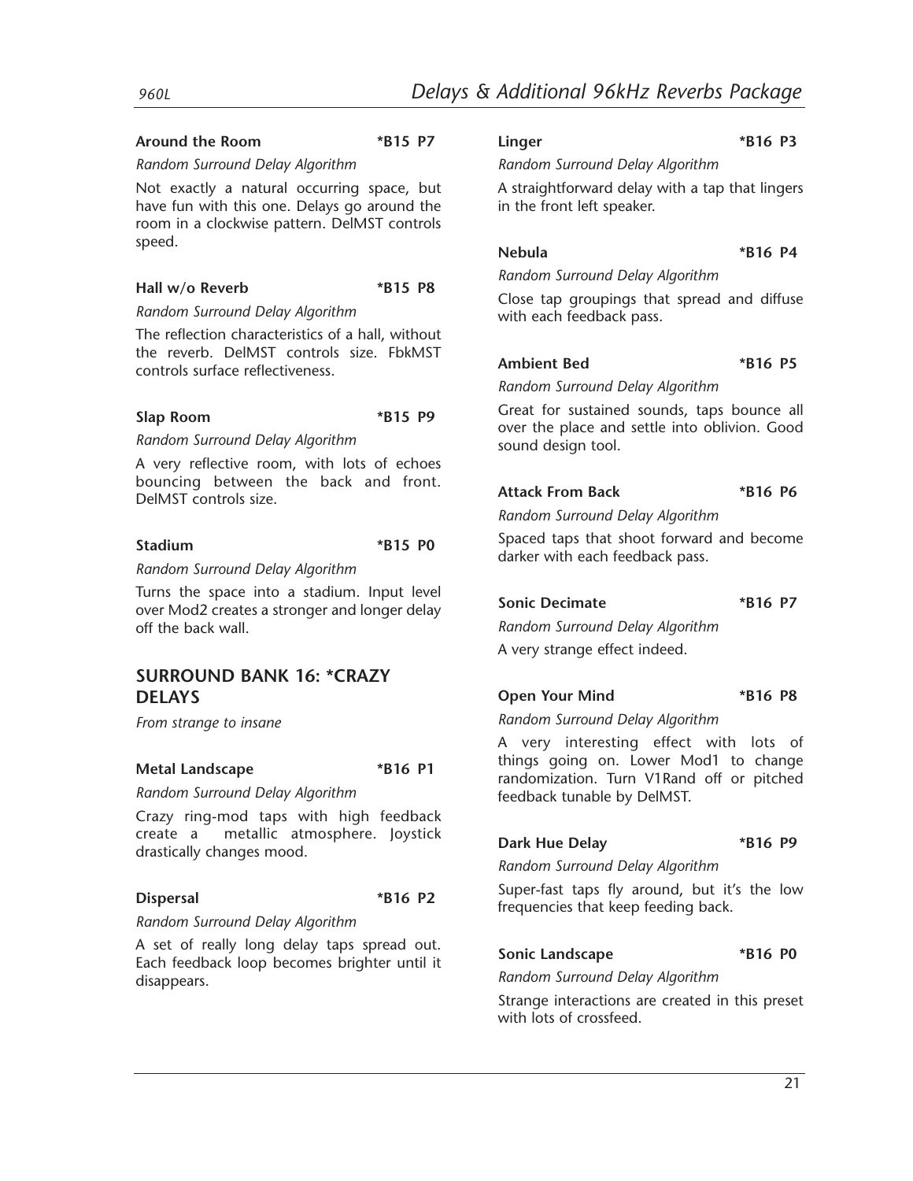**Around the Room** *B15 P7

*Random Surround Delay Algorithm*

Not exactly a natural occurring space, but have fun with this one. Delays go around the room in a clockwise pattern. DelMST controls speed.

**Hall w/o Reverb** *B15 P8

*Random Surround Delay Algorithm*

The reflection characteristics of a hall, without the reverb. DelMST controls size. FbkMST controls surface reflectiveness.

**Slap Room** *B15 P9

*Random Surround Delay Algorithm*

A very reflective room, with lots of echoes bouncing between the back and front. DelMST controls size.

**Stadium** *B15 P0

*Random Surround Delay Algorithm*

Turns the space into a stadium. Input level over Mod2 creates a stronger and longer delay off the back wall.

## SURROUND BANK 16: *CRAZY DELAYS

*From strange to insane*

**Metal Landscape** *B16 P1

*Random Surround Delay Algorithm*

Crazy ring-mod taps with high feedback create a metallic atmosphere. Joystick drastically changes mood.

**Dispersal** *B16 P2

*Random Surround Delay Algorithm*

A set of really long delay taps spread out. Each feedback loop becomes brighter until it disappears.

**Linger** *B16 P3

*Random Surround Delay Algorithm*

A straightforward delay with a tap that lingers in the front left speaker.

**Nebula** *B16 P4

*Random Surround Delay Algorithm*

Close tap groupings that spread and diffuse with each feedback pass.

**Ambient Bed** *B16 P5

*Random Surround Delay Algorithm*

Great for sustained sounds, taps bounce all over the place and settle into oblivion. Good sound design tool.

**Attack From Back** *B16 P6

*Random Surround Delay Algorithm*

Spaced taps that shoot forward and become darker with each feedback pass.

**Sonic Decimate** *B16 P7

*Random Surround Delay Algorithm*

A very strange effect indeed.

**Open Your Mind** *B16 P8

*Random Surround Delay Algorithm*

A very interesting effect with lots of things going on. Lower Mod1 to change randomization. Turn V1Rand off or pitched feedback tunable by DelMST.

**Dark Hue Delay** *B16 P9

*Random Surround Delay Algorithm*

Super-fast taps fly around, but it's the low frequencies that keep feeding back.

**Sonic Landscape** *B16 P0

*Random Surround Delay Algorithm*

Strange interactions are created in this preset with lots of crossfeed.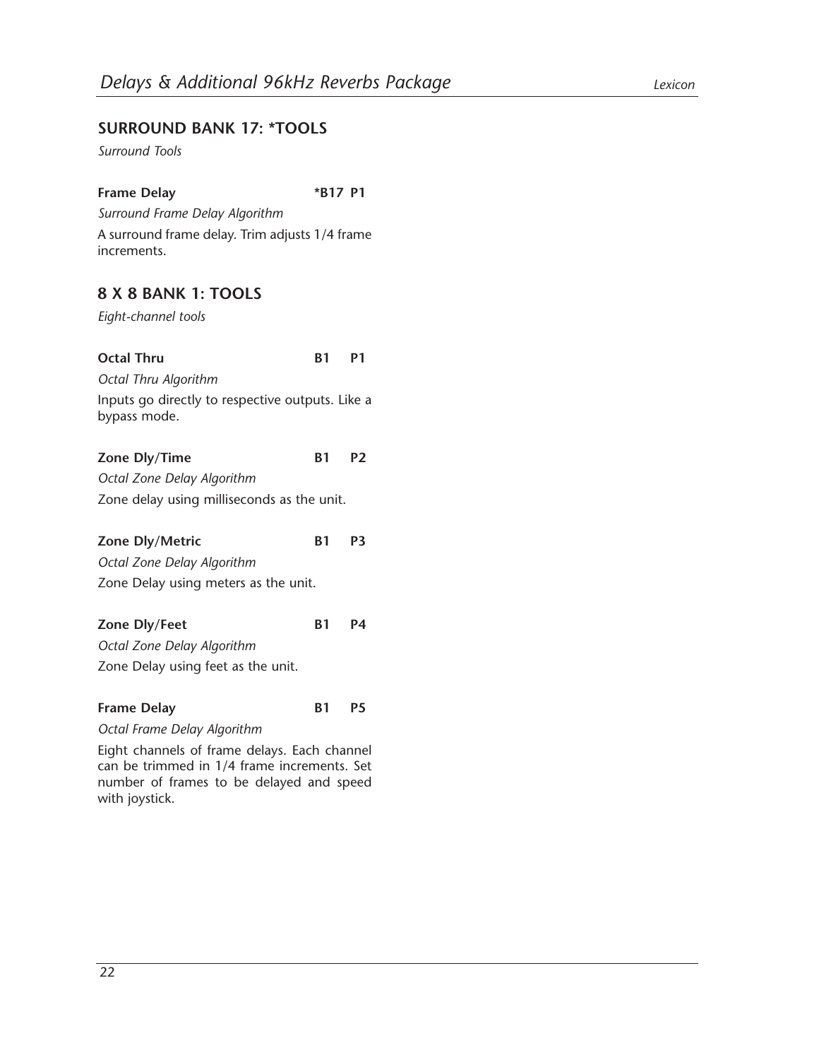## SURROUND BANK 17: *TOOLS

*Surround Tools*

**Frame Delay** **\*B17 P1**

*Surround Frame Delay Algorithm*

A surround frame delay. Trim adjusts 1/4 frame increments.

## 8 X 8 BANK 1: TOOLS

*Eight-channel tools*

**Octal Thru** **B1 P1**

*Octal Thru Algorithm*

Inputs go directly to respective outputs. Like a bypass mode.

**Zone Dly/Time** **B1 P2**

*Octal Zone Delay Algorithm*

Zone delay using milliseconds as the unit.

**Zone Dly/Metric** **B1 P3**

*Octal Zone Delay Algorithm*

Zone Delay using meters as the unit.

**Zone Dly/Feet** **B1 P4**

*Octal Zone Delay Algorithm*

Zone Delay using feet as the unit.

**Frame Delay** **B1 P5**

*Octal Frame Delay Algorithm*

Eight channels of frame delays. Each channel can be trimmed in 1/4 frame increments. Set number of frames to be delayed and speed with joystick.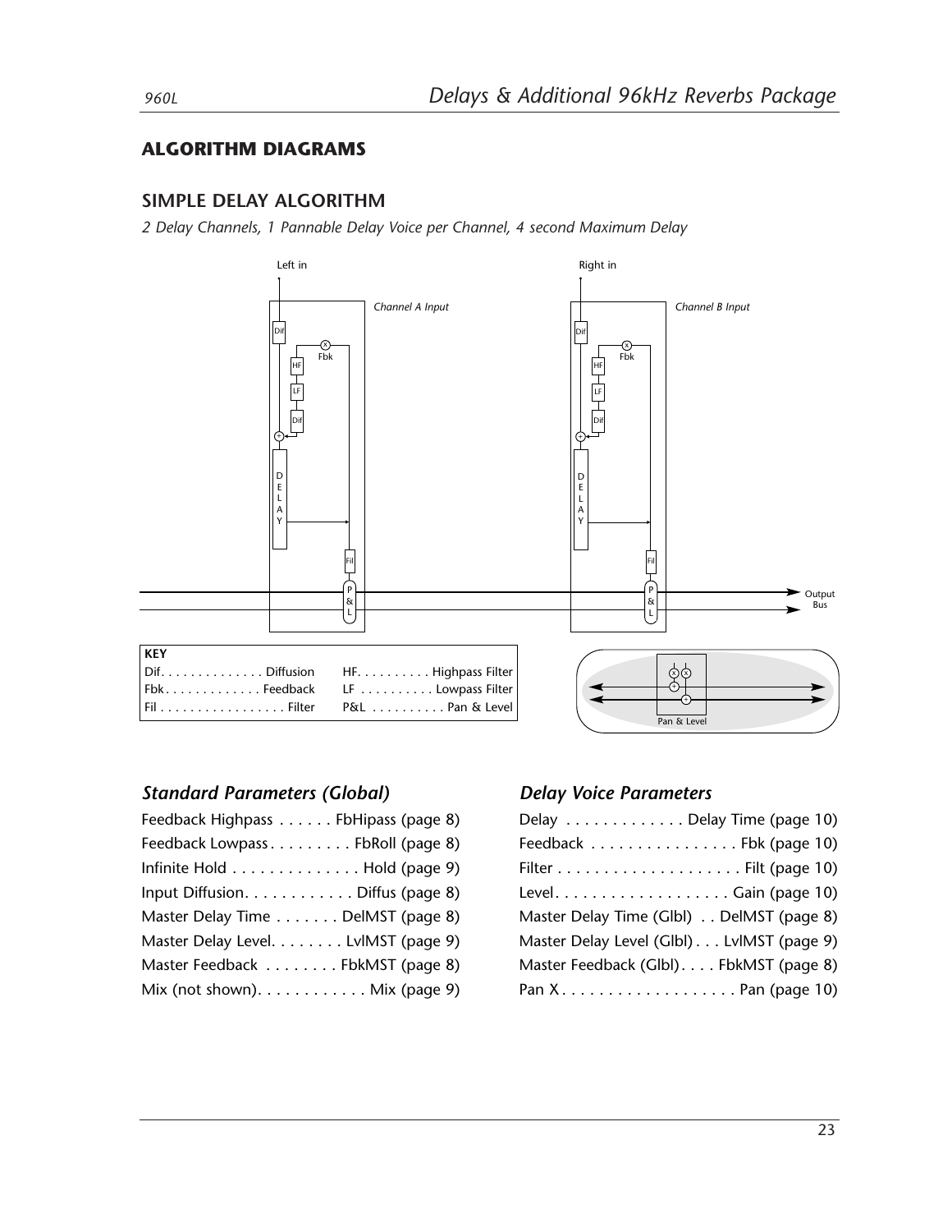## ALGORITHM DIAGRAMS

### SIMPLE DELAY ALGORITHM

*2 Delay Channels, 1 Pannable Delay Voice per Channel, 4 second Maximum Delay*

**KEY**

| | |
|---|---|
| Dif. . . . . . . . . . . . . Diffusion | HF. . . . . . . . . Highpass Filter |
| Fbk . . . . . . . . . . . . Feedback | LF . . . . . . . . . Lowpass Filter |
| Fil . . . . . . . . . . . . . . . . Filter | P&L . . . . . . . . . Pan & Level |

### *Standard Parameters (Global)*

Feedback Highpass . . . . . . FbHipass (page 8)
Feedback Lowpass . . . . . . . . . FbRoll (page 8)
Infinite Hold . . . . . . . . . . . . . . Hold (page 9)
Input Diffusion. . . . . . . . . . . . Diffus (page 8)
Master Delay Time . . . . . . . DelMST (page 8)
Master Delay Level. . . . . . . . LvlMST (page 9)
Master Feedback . . . . . . . . FbkMST (page 8)
Mix (not shown). . . . . . . . . . . . Mix (page 9)

### *Delay Voice Parameters*

Delay . . . . . . . . . . . . . Delay Time (page 10)
Feedback . . . . . . . . . . . . . . . . Fbk (page 10)
Filter . . . . . . . . . . . . . . . . . . . . Filt (page 10)
Level. . . . . . . . . . . . . . . . . . . Gain (page 10)
Master Delay Time (Glbl) . . DelMST (page 8)
Master Delay Level (Glbl) . . . LvlMST (page 9)
Master Feedback (Glbl). . . . FbkMST (page 8)
Pan X . . . . . . . . . . . . . . . . . . . Pan (page 10)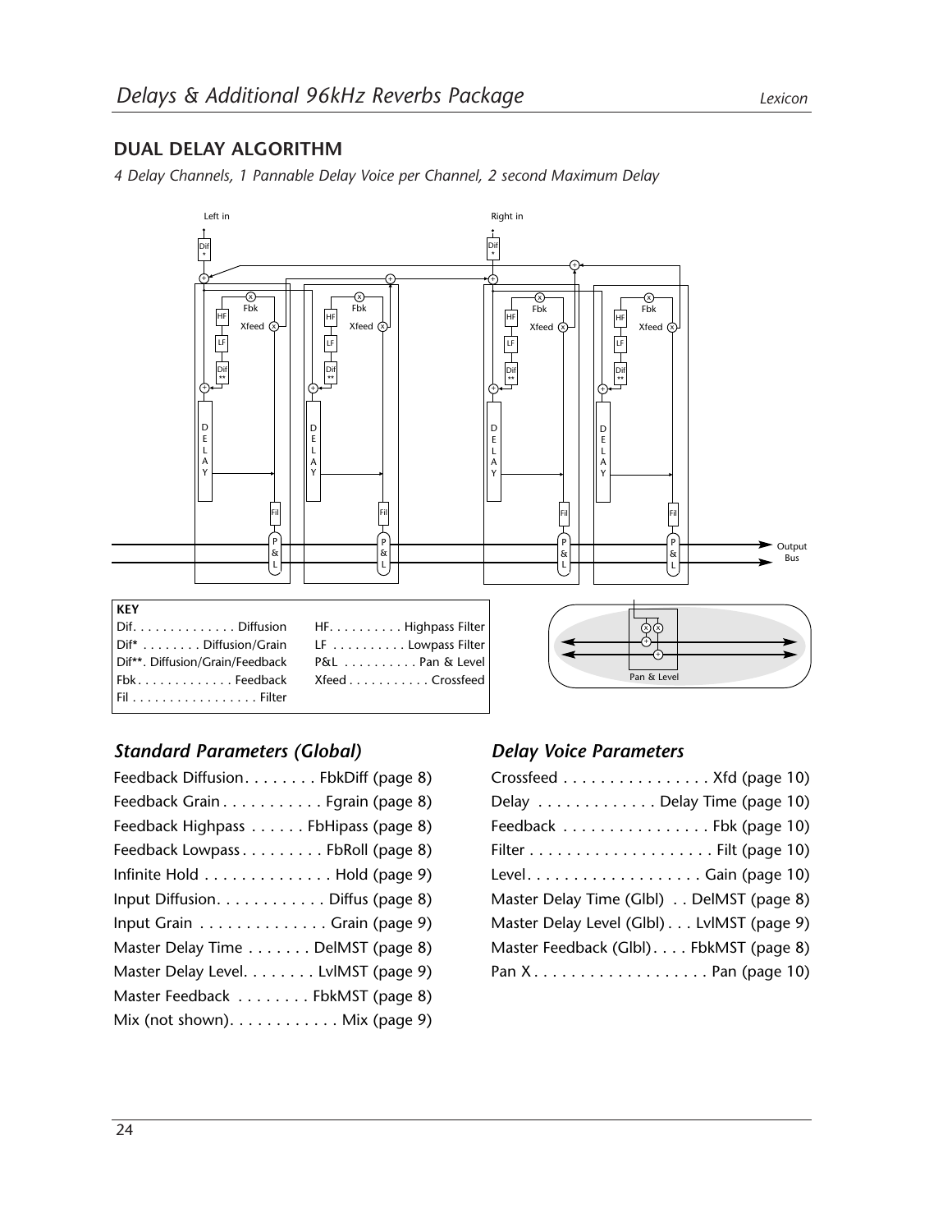## DUAL DELAY ALGORITHM

*4 Delay Channels, 1 Pannable Delay Voice per Channel, 2 second Maximum Delay*

| KEY | |
|---|---|
| Dif. . . . . . . . . . . . . Diffusion | HF. . . . . . . . . Highpass Filter |
| Dif* . . . . . . . . Diffusion/Grain | LF . . . . . . . . . Lowpass Filter |
| Dif**. Diffusion/Grain/Feedback | P&L . . . . . . . . . Pan & Level |
| Fbk . . . . . . . . . . . . Feedback | Xfeed . . . . . . . . . . Crossfeed |
| Fil . . . . . . . . . . . . . . . . Filter | |

### *Standard Parameters (Global)*

Feedback Diffusion. . . . . . . . FbkDiff (page 8)
Feedback Grain . . . . . . . . . . . Fgrain (page 8)
Feedback Highpass . . . . . . FbHipass (page 8)
Feedback Lowpass . . . . . . . . . FbRoll (page 8)
Infinite Hold . . . . . . . . . . . . . . Hold (page 9)
Input Diffusion. . . . . . . . . . . . Diffus (page 8)
Input Grain . . . . . . . . . . . . . . Grain (page 9)
Master Delay Time . . . . . . . DelMST (page 8)
Master Delay Level. . . . . . . . LvlMST (page 9)
Master Feedback . . . . . . . . FbkMST (page 8)
Mix (not shown). . . . . . . . . . . . Mix (page 9)

### *Delay Voice Parameters*

Crossfeed . . . . . . . . . . . . . . . . Xfd (page 10)
Delay . . . . . . . . . . . . . Delay Time (page 10)
Feedback . . . . . . . . . . . . . . . . Fbk (page 10)
Filter . . . . . . . . . . . . . . . . . . . . Filt (page 10)
Level. . . . . . . . . . . . . . . . . . . Gain (page 10)
Master Delay Time (Glbl) . . DelMST (page 8)
Master Delay Level (Glbl) . . . LvlMST (page 9)
Master Feedback (Glbl). . . . FbkMST (page 8)
Pan X . . . . . . . . . . . . . . . . . . . Pan (page 10)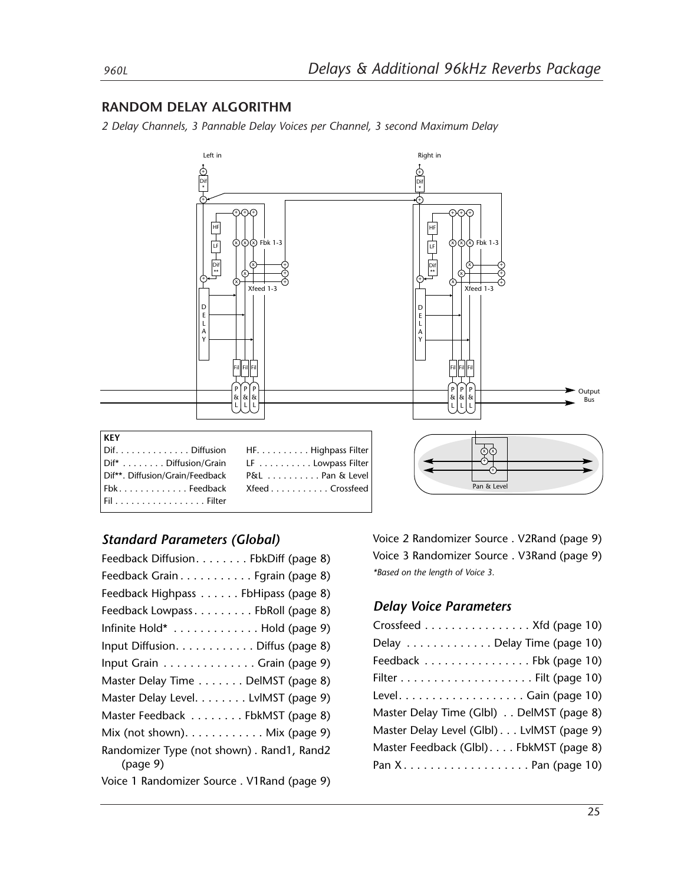## RANDOM DELAY ALGORITHM

*2 Delay Channels, 3 Pannable Delay Voices per Channel, 3 second Maximum Delay*

**KEY**

| | |
|---|---|
| Dif. . . . . . . . . . . . . . Diffusion | HF. . . . . . . . . . Highpass Filter |
| Dif* . . . . . . . . Diffusion/Grain | LF . . . . . . . . . . Lowpass Filter |
| Dif**. Diffusion/Grain/Feedback | P&L . . . . . . . . . . Pan & Level |
| Fbk. . . . . . . . . . . . . Feedback | Xfeed . . . . . . . . . . . Crossfeed |
| Fil . . . . . . . . . . . . . . . . . . Filter | |

### *Standard Parameters (Global)*

Feedback Diffusion. . . . . . . . FbkDiff (page 8)

Feedback Grain . . . . . . . . . . . Fgrain (page 8)

Feedback Highpass . . . . . . FbHipass (page 8)

Feedback Lowpass . . . . . . . . . FbRoll (page 8)

Infinite Hold* . . . . . . . . . . . . . Hold (page 9)

Input Diffusion. . . . . . . . . . . . Diffus (page 8)

Input Grain . . . . . . . . . . . . . . Grain (page 9)

Master Delay Time . . . . . . . DelMST (page 8)

Master Delay Level. . . . . . . . LvlMST (page 9)

Master Feedback . . . . . . . . FbkMST (page 8)

Mix (not shown). . . . . . . . . . . . Mix (page 9)

Randomizer Type (not shown) . Rand1, Rand2 (page 9)

Voice 1 Randomizer Source . V1Rand (page 9)

Voice 2 Randomizer Source . V2Rand (page 9)

Voice 3 Randomizer Source . V3Rand (page 9)

*\*Based on the length of Voice 3.*

### *Delay Voice Parameters*

Crossfeed . . . . . . . . . . . . . . . . Xfd (page 10)

Delay . . . . . . . . . . . . . Delay Time (page 10)

Feedback . . . . . . . . . . . . . . . . Fbk (page 10)

Filter . . . . . . . . . . . . . . . . . . . . Filt (page 10)

Level. . . . . . . . . . . . . . . . . . . Gain (page 10)

Master Delay Time (Glbl) . . DelMST (page 8)

Master Delay Level (Glbl) . . . LvlMST (page 9)

Master Feedback (Glbl). . . . FbkMST (page 8)

Pan X . . . . . . . . . . . . . . . . . . . Pan (page 10)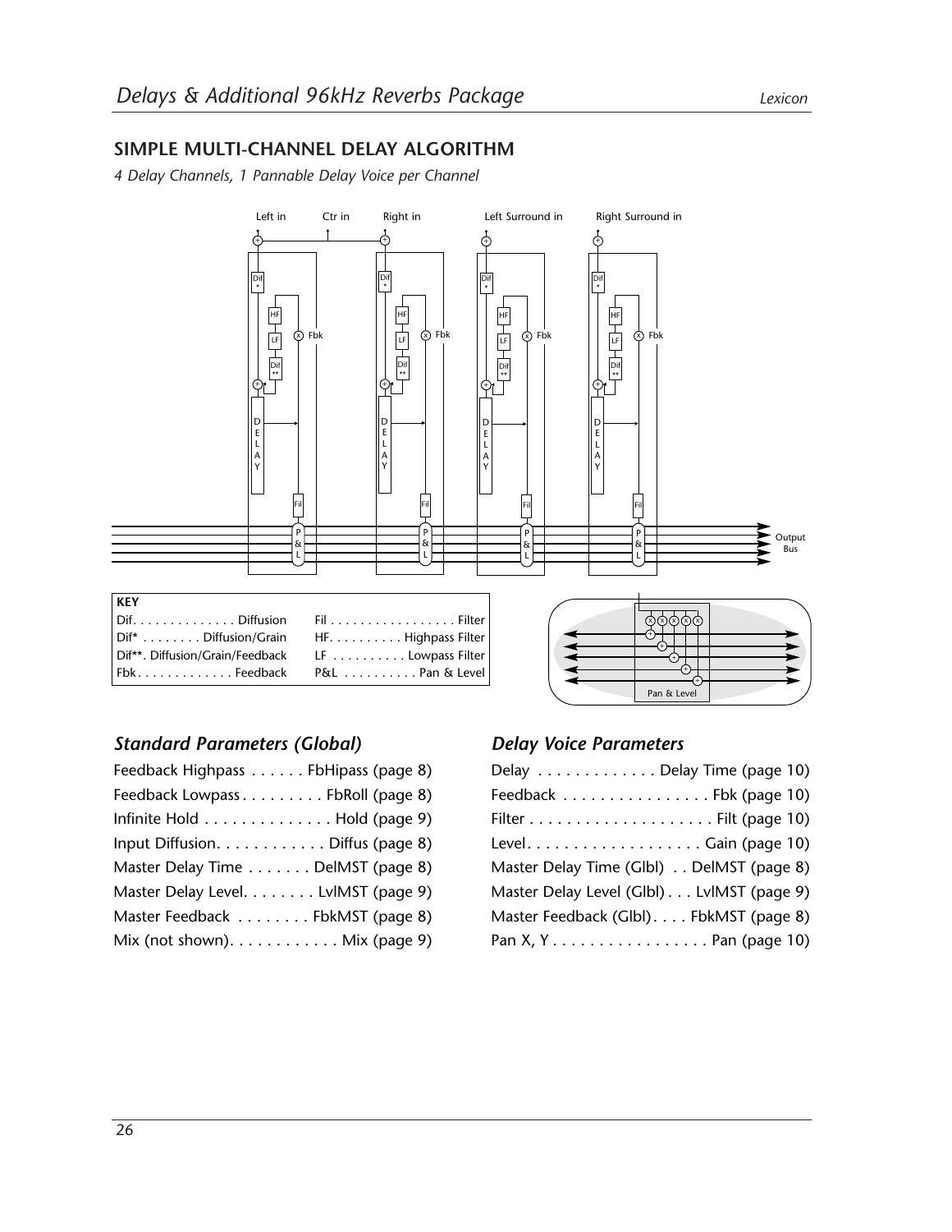## SIMPLE MULTI-CHANNEL DELAY ALGORITHM

*4 Delay Channels, 1 Pannable Delay Voice per Channel*

Left in Ctr in Right in Left Surround in Right Surround in

Output Bus

| KEY | |
|---|---|
| Dif. . . . . . . . . . . . . Diffusion | Fil . . . . . . . . . . . . . . . . Filter |
| Dif* . . . . . . . . Diffusion/Grain | HF. . . . . . . . . Highpass Filter |
| Dif**. Diffusion/Grain/Feedback | LF . . . . . . . . . Lowpass Filter |
| Fbk . . . . . . . . . . . . Feedback | P&L . . . . . . . . . Pan & Level |

Pan & Level

### *Standard Parameters (Global)*

Feedback Highpass . . . . . . FbHipass (page 8)
Feedback Lowpass . . . . . . . . . FbRoll (page 8)
Infinite Hold . . . . . . . . . . . . . . Hold (page 9)
Input Diffusion. . . . . . . . . . . . Diffus (page 8)
Master Delay Time . . . . . . . DelMST (page 8)
Master Delay Level. . . . . . . . LvlMST (page 9)
Master Feedback . . . . . . . . FbkMST (page 8)
Mix (not shown). . . . . . . . . . . . Mix (page 9)

### *Delay Voice Parameters*

Delay . . . . . . . . . . . . . Delay Time (page 10)
Feedback . . . . . . . . . . . . . . . . Fbk (page 10)
Filter . . . . . . . . . . . . . . . . . . . . Filt (page 10)
Level. . . . . . . . . . . . . . . . . . . Gain (page 10)
Master Delay Time (Glbl) . . DelMST (page 8)
Master Delay Level (Glbl) . . . LvlMST (page 9)
Master Feedback (Glbl). . . . FbkMST (page 8)
Pan X, Y . . . . . . . . . . . . . . . . . Pan (page 10)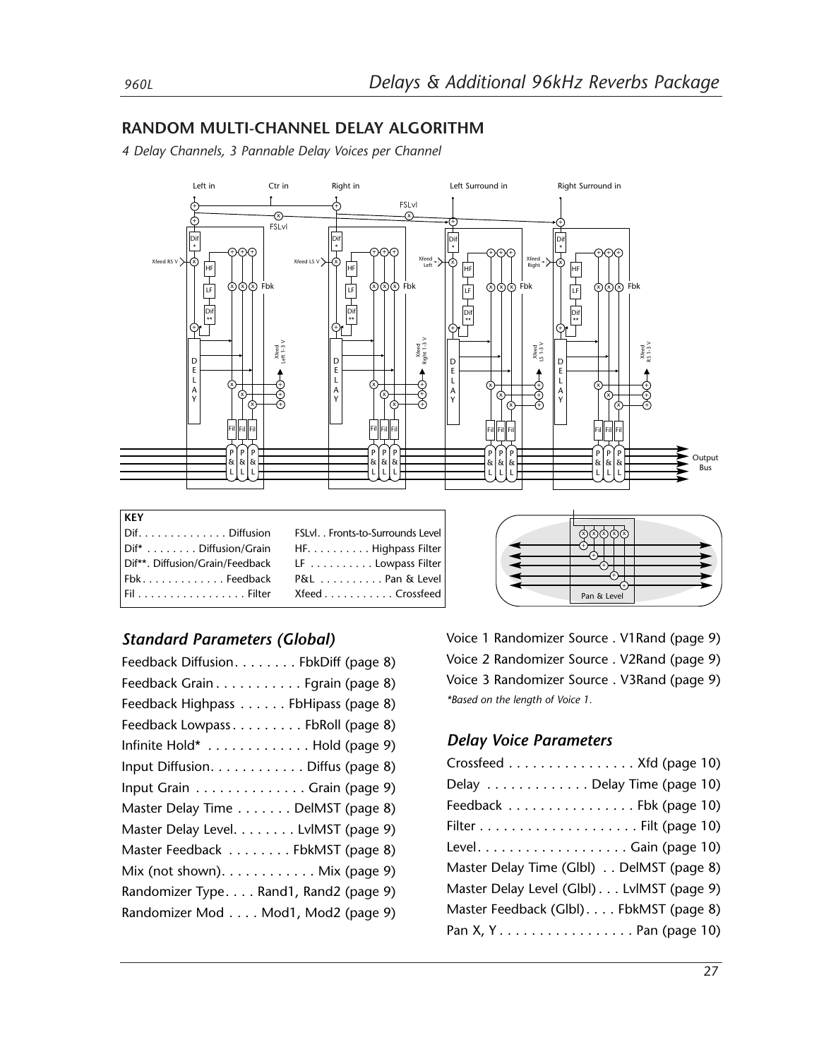## RANDOM MULTI-CHANNEL DELAY ALGORITHM

*4 Delay Channels, 3 Pannable Delay Voices per Channel*

| KEY | |
|---|---|
| Dif. . . . . . . . . . . . . Diffusion | FSLvl. . Fronts-to-Surrounds Level |
| Dif* . . . . . . . . Diffusion/Grain | HF. . . . . . . . . Highpass Filter |
| Dif**. Diffusion/Grain/Feedback | LF . . . . . . . . . Lowpass Filter |
| Fbk. . . . . . . . . . . . Feedback | P&L . . . . . . . . . Pan & Level |
| Fil . . . . . . . . . . . . . . . . Filter | Xfeed . . . . . . . . . . Crossfeed |

### *Standard Parameters (Global)*

Feedback Diffusion. . . . . . . . FbkDiff (page 8)
Feedback Grain . . . . . . . . . . . Fgrain (page 8)
Feedback Highpass . . . . . . FbHipass (page 8)
Feedback Lowpass . . . . . . . . . FbRoll (page 8)
Infinite Hold* . . . . . . . . . . . . . Hold (page 9)
Input Diffusion. . . . . . . . . . . . Diffus (page 8)
Input Grain . . . . . . . . . . . . . . Grain (page 9)
Master Delay Time . . . . . . . DelMST (page 8)
Master Delay Level. . . . . . . . LvlMST (page 9)
Master Feedback . . . . . . . . FbkMST (page 8)
Mix (not shown). . . . . . . . . . . . Mix (page 9)
Randomizer Type. . . . Rand1, Rand2 (page 9)
Randomizer Mod . . . . Mod1, Mod2 (page 9)
Voice 1 Randomizer Source . V1Rand (page 9)
Voice 2 Randomizer Source . V2Rand (page 9)
Voice 3 Randomizer Source . V3Rand (page 9)

*\*Based on the length of Voice 1.*

### *Delay Voice Parameters*

Crossfeed . . . . . . . . . . . . . . . . Xfd (page 10)
Delay . . . . . . . . . . . . . Delay Time (page 10)
Feedback . . . . . . . . . . . . . . . . Fbk (page 10)
Filter . . . . . . . . . . . . . . . . . . . . Filt (page 10)
Level. . . . . . . . . . . . . . . . . . . Gain (page 10)
Master Delay Time (Glbl) . . DelMST (page 8)
Master Delay Level (Glbl) . . . LvlMST (page 9)
Master Feedback (Glbl). . . . FbkMST (page 8)
Pan X, Y . . . . . . . . . . . . . . . . . Pan (page 10)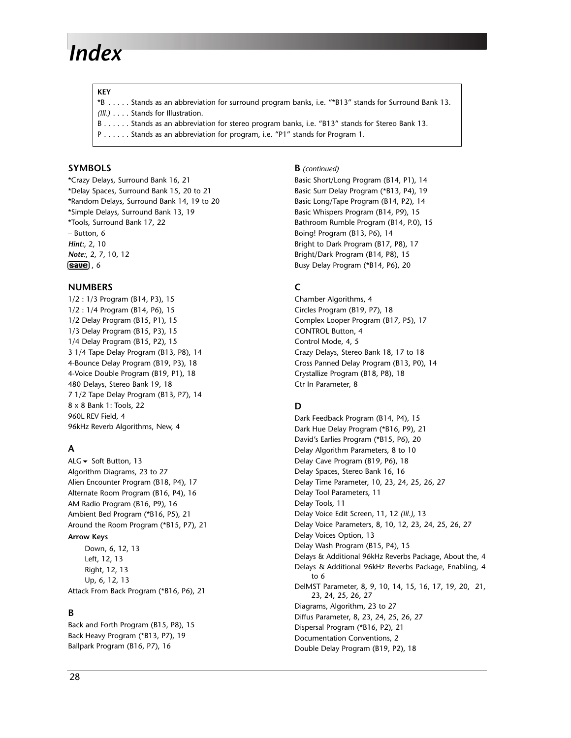# Index

**KEY**

*B . . . . . Stands as an abbreviation for surround program banks, i.e. "*B13" stands for Surround Bank 13.
*(Ill.)* . . . . Stands for Illustration.
B . . . . . . Stands as an abbreviation for stereo program banks, i.e. "B13" stands for Stereo Bank 13.
P . . . . . . Stands as an abbreviation for program, i.e. "P1" stands for Program 1.

### SYMBOLS

*Crazy Delays, Surround Bank 16, 21
*Delay Spaces, Surround Bank 15, 20 to 21
*Random Delays, Surround Bank 14, 19 to 20
*Simple Delays, Surround Bank 13, 19
*Tools, Surround Bank 17, 22
– Button, 6
***Hint:***, 2, 10
***Note:***, 2, 7, 10, 12
save, 6

### NUMBERS

1/2 : 1/3 Program (B14, P3), 15
1/2 : 1/4 Program (B14, P6), 15
1/2 Delay Program (B15, P1), 15
1/3 Delay Program (B15, P3), 15
1/4 Delay Program (B15, P2), 15
3 1/4 Tape Delay Program (B13, P8), 14
4-Bounce Delay Program (B19, P3), 18
4-Voice Double Program (B19, P1), 18
480 Delays, Stereo Bank 19, 18
7 1/2 Tape Delay Program (B13, P7), 14
8 x 8 Bank 1: Tools, 22
960L REV Field, 4
96kHz Reverb Algorithms, New, 4

### A

ALG▾ Soft Button, 13
Algorithm Diagrams, 23 to 27
Alien Encounter Program (B18, P4), 17
Alternate Room Program (B16, P4), 16
AM Radio Program (B16, P9), 16
Ambient Bed Program (*B16, P5), 21
Around the Room Program (*B15, P7), 21

**Arrow Keys**

- Down, 6, 12, 13
- Left, 12, 13
- Right, 12, 13
- Up, 6, 12, 13

Attack From Back Program (*B16, P6), 21

### B

Back and Forth Program (B15, P8), 15
Back Heavy Program (*B13, P7), 19
Ballpark Program (B16, P7), 16

### B *(continued)*

Basic Short/Long Program (B14, P1), 14
Basic Surr Delay Program (*B13, P4), 19
Basic Long/Tape Program (B14, P2), 14
Basic Whispers Program (B14, P9), 15
Bathroom Rumble Program (B14, P.0), 15
Boing! Program (B13, P6), 14
Bright to Dark Program (B17, P8), 17
Bright/Dark Program (B14, P8), 15
Busy Delay Program (*B14, P6), 20

### C

Chamber Algorithms, 4
Circles Program (B19, P7), 18
Complex Looper Program (B17, P5), 17
CONTROL Button, 4
Control Mode, 4, 5
Crazy Delays, Stereo Bank 18, 17 to 18
Cross Panned Delay Program (B13, P0), 14
Crystallize Program (B18, P8), 18
Ctr In Parameter, 8

### D

Dark Feedback Program (B14, P4), 15
Dark Hue Delay Program (*B16, P9), 21
David's Earlies Program (*B15, P6), 20
Delay Algorithm Parameters, 8 to 10
Delay Cave Program (B19, P6), 18
Delay Spaces, Stereo Bank 16, 16
Delay Time Parameter, 10, 23, 24, 25, 26, 27
Delay Tool Parameters, 11
Delay Tools, 11
Delay Voice Edit Screen, 11, 12 *(Ill.)*, 13
Delay Voice Parameters, 8, 10, 12, 23, 24, 25, 26, 27
Delay Voices Option, 13
Delay Wash Program (B15, P4), 15
Delays & Additional 96kHz Reverbs Package, About the, 4
Delays & Additional 96kHz Reverbs Package, Enabling, 4 to 6
DelMST Parameter, 8, 9, 10, 14, 15, 16, 17, 19, 20, 21, 23, 24, 25, 26, 27
Diagrams, Algorithm, 23 to 27
Diffus Parameter, 8, 23, 24, 25, 26, 27
Dispersal Program (*B16, P2), 21
Documentation Conventions, 2
Double Delay Program (B19, P2), 18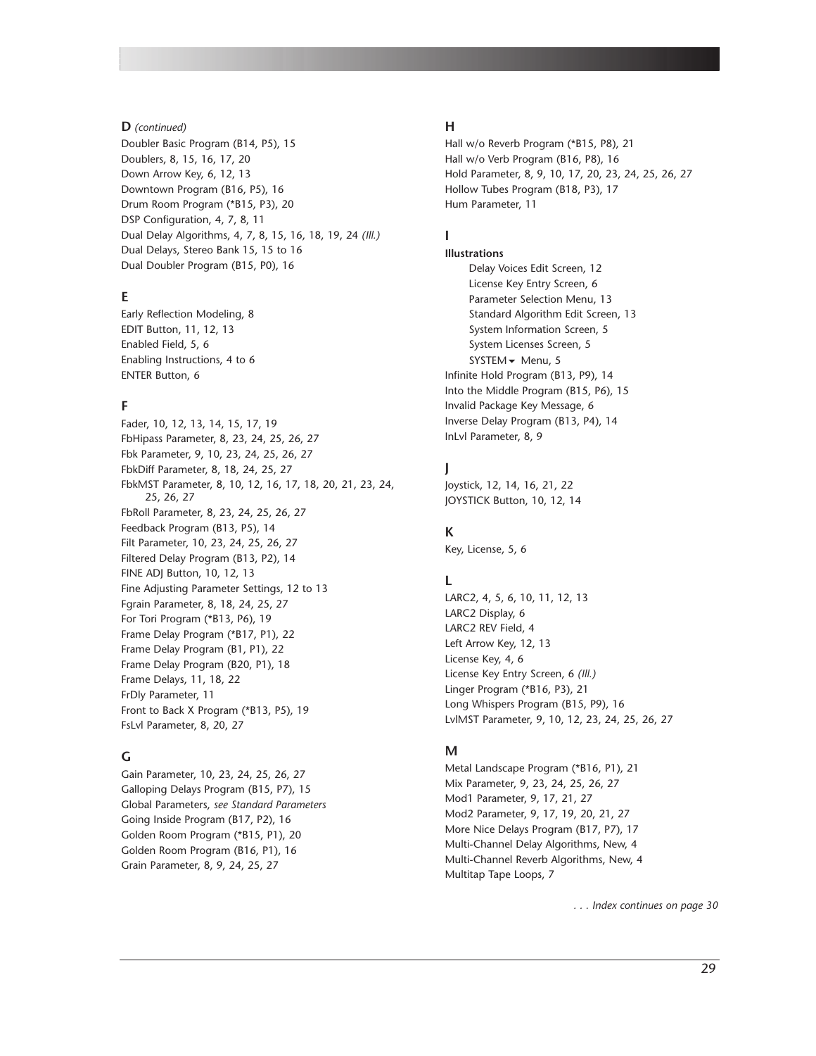**D** *(continued)*

Doubler Basic Program (B14, P5), 15
Doublers, 8, 15, 16, 17, 20
Down Arrow Key, 6, 12, 13
Downtown Program (B16, P5), 16
Drum Room Program (*B15, P3), 20
DSP Configuration, 4, 7, 8, 11
Dual Delay Algorithms, 4, 7, 8, 15, 16, 18, 19, 24 *(Ill.)*
Dual Delays, Stereo Bank 15, 15 to 16
Dual Doubler Program (B15, P0), 16

**E**

Early Reflection Modeling, 8
EDIT Button, 11, 12, 13
Enabled Field, 5, 6
Enabling Instructions, 4 to 6
ENTER Button, 6

**F**

Fader, 10, 12, 13, 14, 15, 17, 19
FbHipass Parameter, 8, 23, 24, 25, 26, 27
Fbk Parameter, 9, 10, 23, 24, 25, 26, 27
FbkDiff Parameter, 8, 18, 24, 25, 27
FbkMST Parameter, 8, 10, 12, 16, 17, 18, 20, 21, 23, 24, 25, 26, 27
FbRoll Parameter, 8, 23, 24, 25, 26, 27
Feedback Program (B13, P5), 14
Filt Parameter, 10, 23, 24, 25, 26, 27
Filtered Delay Program (B13, P2), 14
FINE ADJ Button, 10, 12, 13
Fine Adjusting Parameter Settings, 12 to 13
Fgrain Parameter, 8, 18, 24, 25, 27
For Tori Program (*B13, P6), 19
Frame Delay Program (*B17, P1), 22
Frame Delay Program (B1, P1), 22
Frame Delay Program (B20, P1), 18
Frame Delays, 11, 18, 22
FrDly Parameter, 11
Front to Back X Program (*B13, P5), 19
FsLvl Parameter, 8, 20, 27

**G**

Gain Parameter, 10, 23, 24, 25, 26, 27
Galloping Delays Program (B15, P7), 15
Global Parameters, *see Standard Parameters*
Going Inside Program (B17, P2), 16
Golden Room Program (*B15, P1), 20
Golden Room Program (B16, P1), 16
Grain Parameter, 8, 9, 24, 25, 27

**H**

Hall w/o Reverb Program (*B15, P8), 21
Hall w/o Verb Program (B16, P8), 16
Hold Parameter, 8, 9, 10, 17, 20, 23, 24, 25, 26, 27
Hollow Tubes Program (B18, P3), 17
Hum Parameter, 11

**I**

**Illustrations**
- Delay Voices Edit Screen, 12
- License Key Entry Screen, 6
- Parameter Selection Menu, 13
- Standard Algorithm Edit Screen, 13
- System Information Screen, 5
- System Licenses Screen, 5
- SYSTEM ▾ Menu, 5

Infinite Hold Program (B13, P9), 14
Into the Middle Program (B15, P6), 15
Invalid Package Key Message, 6
Inverse Delay Program (B13, P4), 14
InLvl Parameter, 8, 9

**J**

Joystick, 12, 14, 16, 21, 22
JOYSTICK Button, 10, 12, 14

**K**

Key, License, 5, 6

**L**

LARC2, 4, 5, 6, 10, 11, 12, 13
LARC2 Display, 6
LARC2 REV Field, 4
Left Arrow Key, 12, 13
License Key, 4, 6
License Key Entry Screen, 6 *(Ill.)*
Linger Program (*B16, P3), 21
Long Whispers Program (B15, P9), 16
LvlMST Parameter, 9, 10, 12, 23, 24, 25, 26, 27

**M**

Metal Landscape Program (*B16, P1), 21
Mix Parameter, 9, 23, 24, 25, 26, 27
Mod1 Parameter, 9, 17, 21, 27
Mod2 Parameter, 9, 17, 19, 20, 21, 27
More Nice Delays Program (B17, P7), 17
Multi-Channel Delay Algorithms, New, 4
Multi-Channel Reverb Algorithms, New, 4
Multitap Tape Loops, 7

*. . . Index continues on page 30*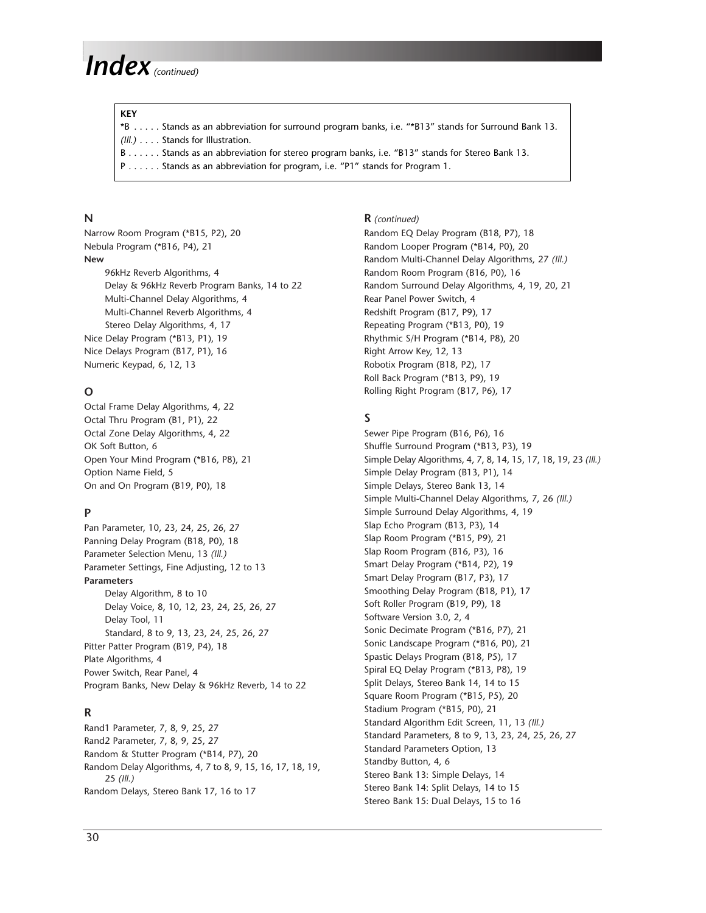# Index *(continued)*

**KEY**

*B . . . . . Stands as an abbreviation for surround program banks, i.e. "*B13" stands for Surround Bank 13.
*(Ill.)* . . . . Stands for Illustration.
B . . . . . . Stands as an abbreviation for stereo program banks, i.e. "B13" stands for Stereo Bank 13.
P . . . . . . Stands as an abbreviation for program, i.e. "P1" stands for Program 1.

## N

Narrow Room Program (*B15, P2), 20
Nebula Program (*B16, P4), 21
**New**
- 96kHz Reverb Algorithms, 4
- Delay & 96kHz Reverb Program Banks, 14 to 22
- Multi-Channel Delay Algorithms, 4
- Multi-Channel Reverb Algorithms, 4
- Stereo Delay Algorithms, 4, 17

Nice Delay Program (*B13, P1), 19
Nice Delays Program (B17, P1), 16
Numeric Keypad, 6, 12, 13

## O

Octal Frame Delay Algorithms, 4, 22
Octal Thru Program (B1, P1), 22
Octal Zone Delay Algorithms, 4, 22
OK Soft Button, 6
Open Your Mind Program (*B16, P8), 21
Option Name Field, 5
On and On Program (B19, P0), 18

## P

Pan Parameter, 10, 23, 24, 25, 26, 27
Panning Delay Program (B18, P0), 18
Parameter Selection Menu, 13 *(Ill.)*
Parameter Settings, Fine Adjusting, 12 to 13
**Parameters**
- Delay Algorithm, 8 to 10
- Delay Voice, 8, 10, 12, 23, 24, 25, 26, 27
- Delay Tool, 11
- Standard, 8 to 9, 13, 23, 24, 25, 26, 27

Pitter Patter Program (B19, P4), 18
Plate Algorithms, 4
Power Switch, Rear Panel, 4
Program Banks, New Delay & 96kHz Reverb, 14 to 22

## R

Rand1 Parameter, 7, 8, 9, 25, 27
Rand2 Parameter, 7, 8, 9, 25, 27
Random & Stutter Program (*B14, P7), 20
Random Delay Algorithms, 4, 7 to 8, 9, 15, 16, 17, 18, 19, 25 *(Ill.)*
Random Delays, Stereo Bank 17, 16 to 17

## R *(continued)*

Random EQ Delay Program (B18, P7), 18
Random Looper Program (*B14, P0), 20
Random Multi-Channel Delay Algorithms, 27 *(Ill.)*
Random Room Program (B16, P0), 16
Random Surround Delay Algorithms, 4, 19, 20, 21
Rear Panel Power Switch, 4
Redshift Program (B17, P9), 17
Repeating Program (*B13, P0), 19
Rhythmic S/H Program (*B14, P8), 20
Right Arrow Key, 12, 13
Robotix Program (B18, P2), 17
Roll Back Program (*B13, P9), 19
Rolling Right Program (B17, P6), 17

## S

Sewer Pipe Program (B16, P6), 16
Shuffle Surround Program (*B13, P3), 19
Simple Delay Algorithms, 4, 7, 8, 14, 15, 17, 18, 19, 23 *(Ill.)*
Simple Delay Program (B13, P1), 14
Simple Delays, Stereo Bank 13, 14
Simple Multi-Channel Delay Algorithms, 7, 26 *(Ill.)*
Simple Surround Delay Algorithms, 4, 19
Slap Echo Program (B13, P3), 14
Slap Room Program (*B15, P9), 21
Slap Room Program (B16, P3), 16
Smart Delay Program (*B14, P2), 19
Smart Delay Program (B17, P3), 17
Smoothing Delay Program (B18, P1), 17
Soft Roller Program (B19, P9), 18
Software Version 3.0, 2, 4
Sonic Decimate Program (*B16, P7), 21
Sonic Landscape Program (*B16, P0), 21
Spastic Delays Program (B18, P5), 17
Spiral EQ Delay Program (*B13, P8), 19
Split Delays, Stereo Bank 14, 14 to 15
Square Room Program (*B15, P5), 20
Stadium Program (*B15, P0), 21
Standard Algorithm Edit Screen, 11, 13 *(Ill.)*
Standard Parameters, 8 to 9, 13, 23, 24, 25, 26, 27
Standard Parameters Option, 13
Standby Button, 4, 6
Stereo Bank 13: Simple Delays, 14
Stereo Bank 14: Split Delays, 14 to 15
Stereo Bank 15: Dual Delays, 15 to 16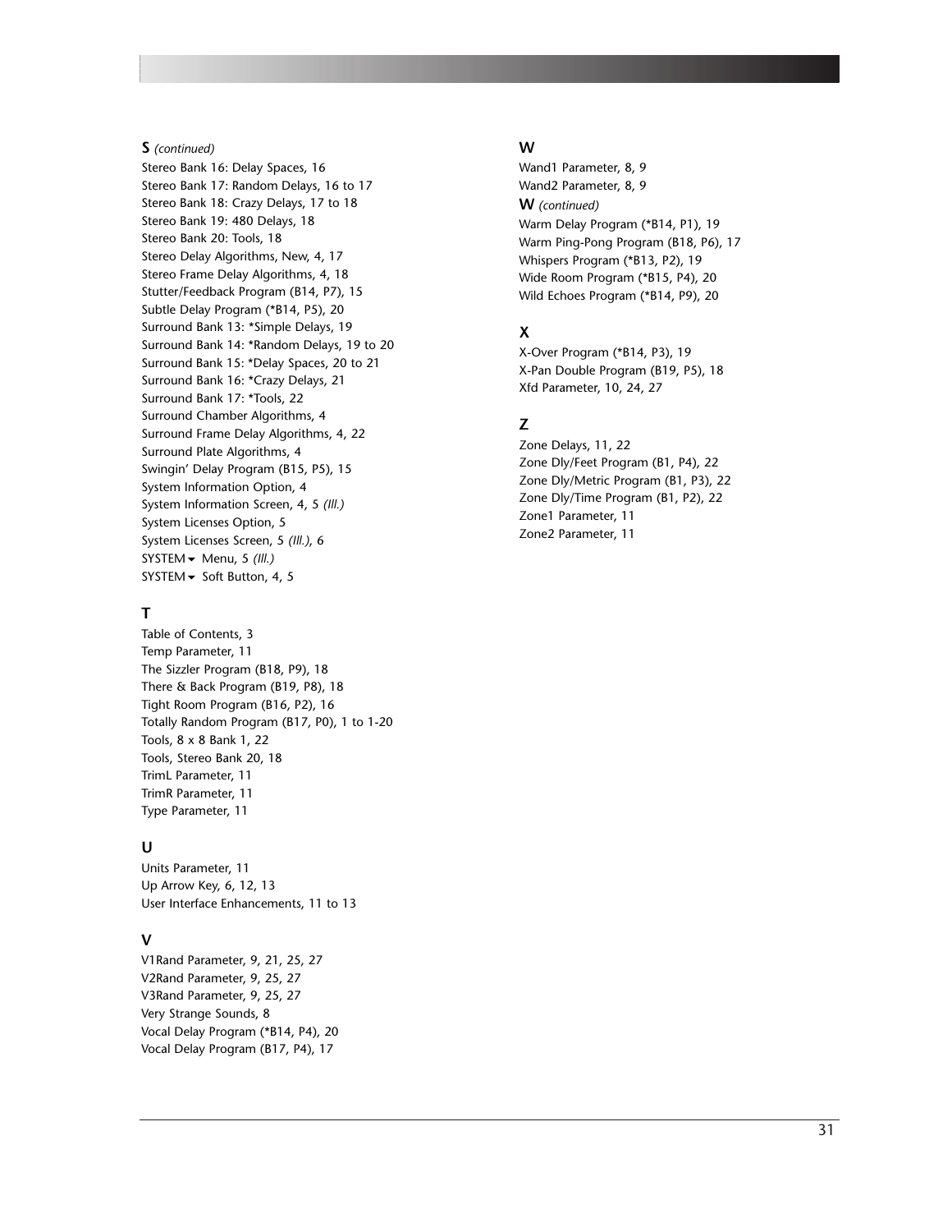## S *(continued)*

Stereo Bank 16: Delay Spaces, 16
Stereo Bank 17: Random Delays, 16 to 17
Stereo Bank 18: Crazy Delays, 17 to 18
Stereo Bank 19: 480 Delays, 18
Stereo Bank 20: Tools, 18
Stereo Delay Algorithms, New, 4, 17
Stereo Frame Delay Algorithms, 4, 18
Stutter/Feedback Program (B14, P7), 15
Subtle Delay Program (*B14, P5), 20
Surround Bank 13: *Simple Delays, 19
Surround Bank 14: *Random Delays, 19 to 20
Surround Bank 15: *Delay Spaces, 20 to 21
Surround Bank 16: *Crazy Delays, 21
Surround Bank 17: *Tools, 22
Surround Chamber Algorithms, 4
Surround Frame Delay Algorithms, 4, 22
Surround Plate Algorithms, 4
Swingin' Delay Program (B15, P5), 15
System Information Option, 4
System Information Screen, 4, 5 *(Ill.)*
System Licenses Option, 5
System Licenses Screen, 5 *(Ill.)*, 6
SYSTEM▼ Menu, 5 *(Ill.)*
SYSTEM▼ Soft Button, 4, 5

## T

Table of Contents, 3
Temp Parameter, 11
The Sizzler Program (B18, P9), 18
There & Back Program (B19, P8), 18
Tight Room Program (B16, P2), 16
Totally Random Program (B17, P0), 1 to 1-20
Tools, 8 x 8 Bank 1, 22
Tools, Stereo Bank 20, 18
TrimL Parameter, 11
TrimR Parameter, 11
Type Parameter, 11

## U

Units Parameter, 11
Up Arrow Key, 6, 12, 13
User Interface Enhancements, 11 to 13

## V

V1Rand Parameter, 9, 21, 25, 27
V2Rand Parameter, 9, 25, 27
V3Rand Parameter, 9, 25, 27
Very Strange Sounds, 8
Vocal Delay Program (*B14, P4), 20
Vocal Delay Program (B17, P4), 17

## W

Wand1 Parameter, 8, 9
Wand2 Parameter, 8, 9

## W *(continued)*

Warm Delay Program (*B14, P1), 19
Warm Ping-Pong Program (B18, P6), 17
Whispers Program (*B13, P2), 19
Wide Room Program (*B15, P4), 20
Wild Echoes Program (*B14, P9), 20

## X

X-Over Program (*B14, P3), 19
X-Pan Double Program (B19, P5), 18
Xfd Parameter, 10, 24, 27

## Z

Zone Delays, 11, 22
Zone Dly/Feet Program (B1, P4), 22
Zone Dly/Metric Program (B1, P3), 22
Zone Dly/Time Program (B1, P2), 22
Zone1 Parameter, 11
Zone2 Parameter, 11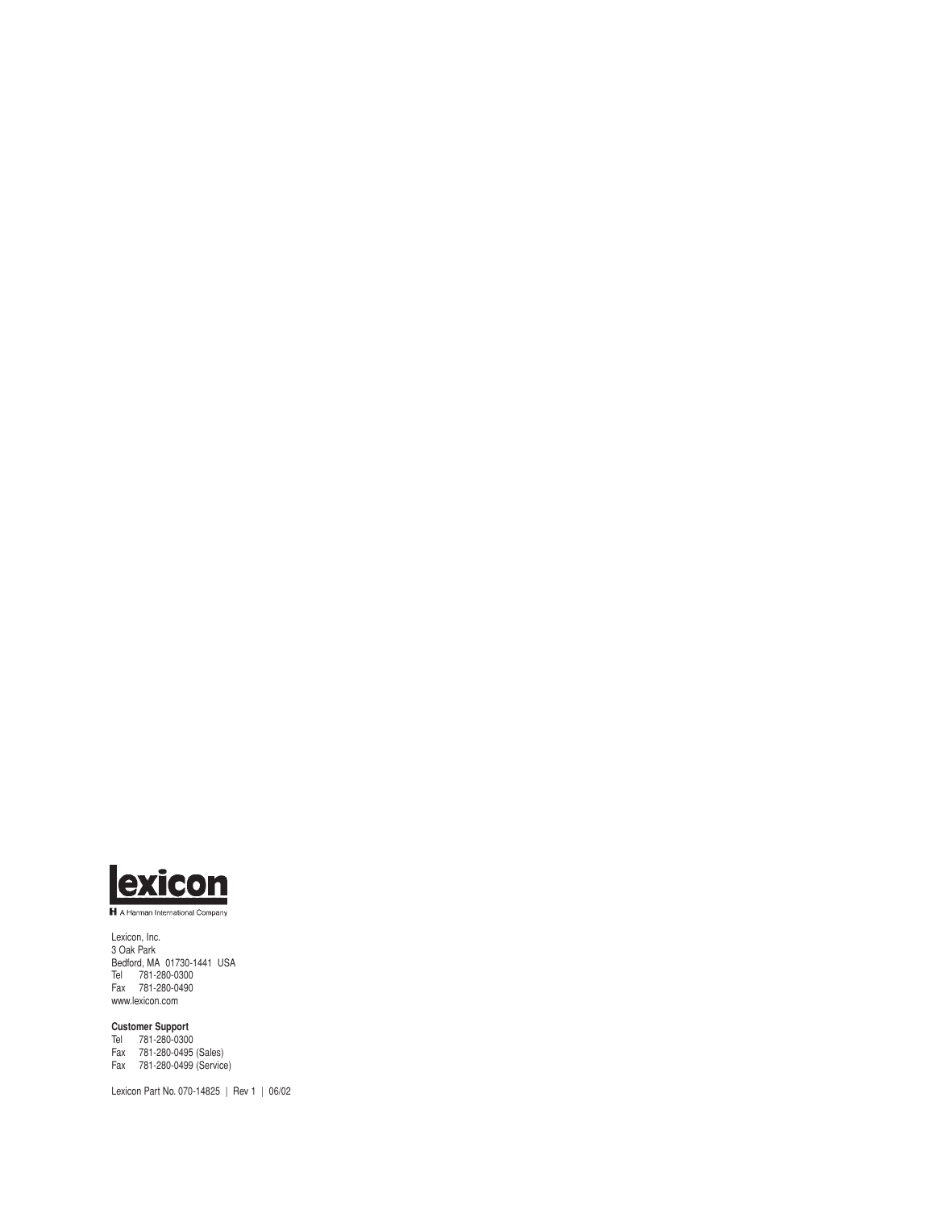**Lexicon**

A Harman International Company

Lexicon, Inc.
3 Oak Park
Bedford, MA 01730-1441 USA
Tel 781-280-0300
Fax 781-280-0490
www.lexicon.com

**Customer Support**
Tel 781-280-0300
Fax 781-280-0495 (Sales)
Fax 781-280-0499 (Service)

Lexicon Part No. 070-14825 | Rev 1 | 06/02